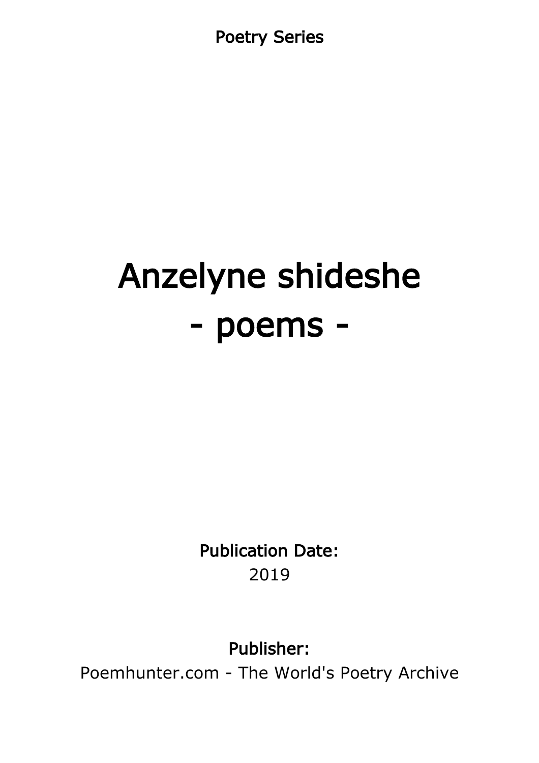Poetry Series

# Anzelyne shideshe
# - poems -

**Publication Date:**
2019

**Publisher:**
Poemhunter.com - The World's Poetry Archive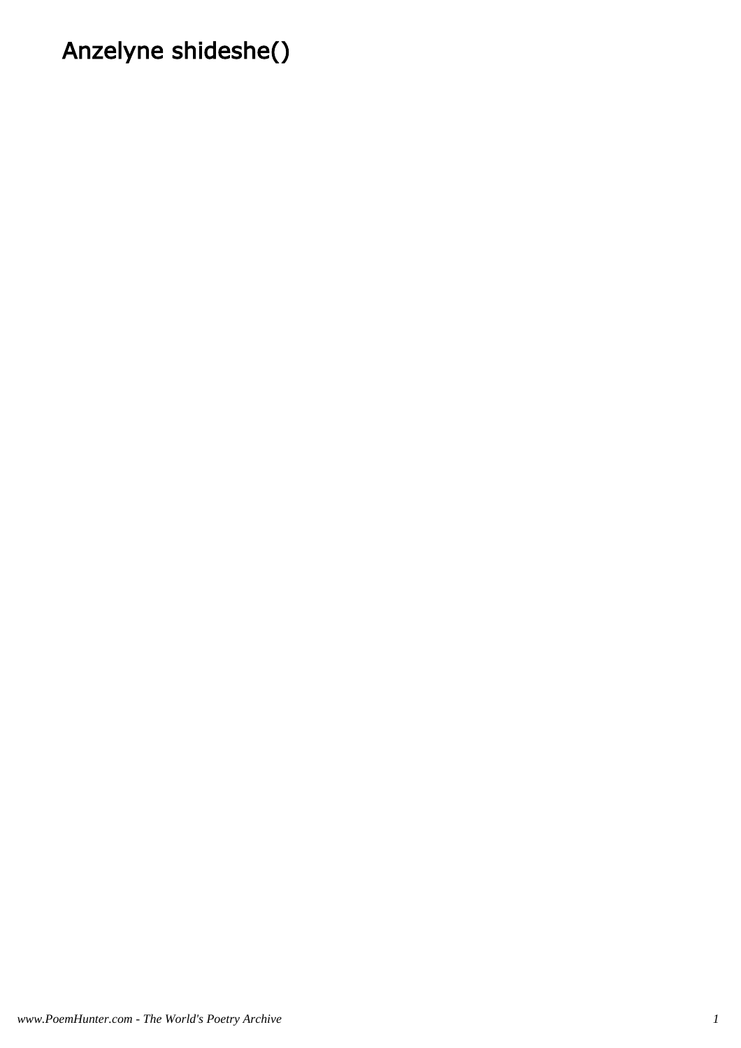# Anzelyne shideshe()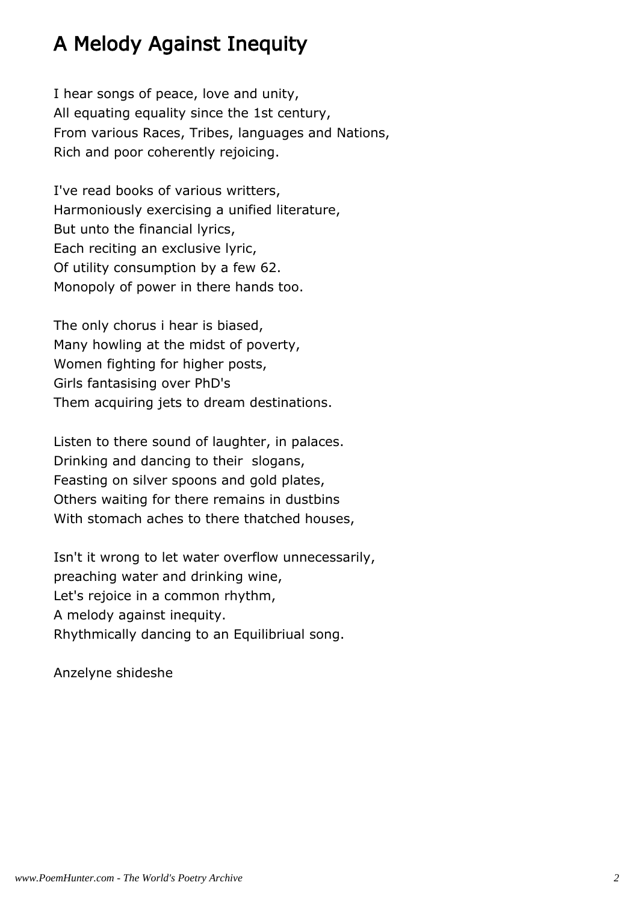# A Melody Against Inequity

I hear songs of peace, love and unity,
All equating equality since the 1st century,
From various Races, Tribes, languages and Nations,
Rich and poor coherently rejoicing.

I've read books of various writters,
Harmoniously exercising a unified literature,
But unto the financial lyrics,
Each reciting an exclusive lyric,
Of utility consumption by a few 62.
Monopoly of power in there hands too.

The only chorus i hear is biased,
Many howling at the midst of poverty,
Women fighting for higher posts,
Girls fantasising over PhD's
Them acquiring jets to dream destinations.

Listen to there sound of laughter, in palaces.
Drinking and dancing to their slogans,
Feasting on silver spoons and gold plates,
Others waiting for there remains in dustbins
With stomach aches to there thatched houses,

Isn't it wrong to let water overflow unnecessarily,
preaching water and drinking wine,
Let's rejoice in a common rhythm,
A melody against inequity.
Rhythmically dancing to an Equilibriual song.

Anzelyne shideshe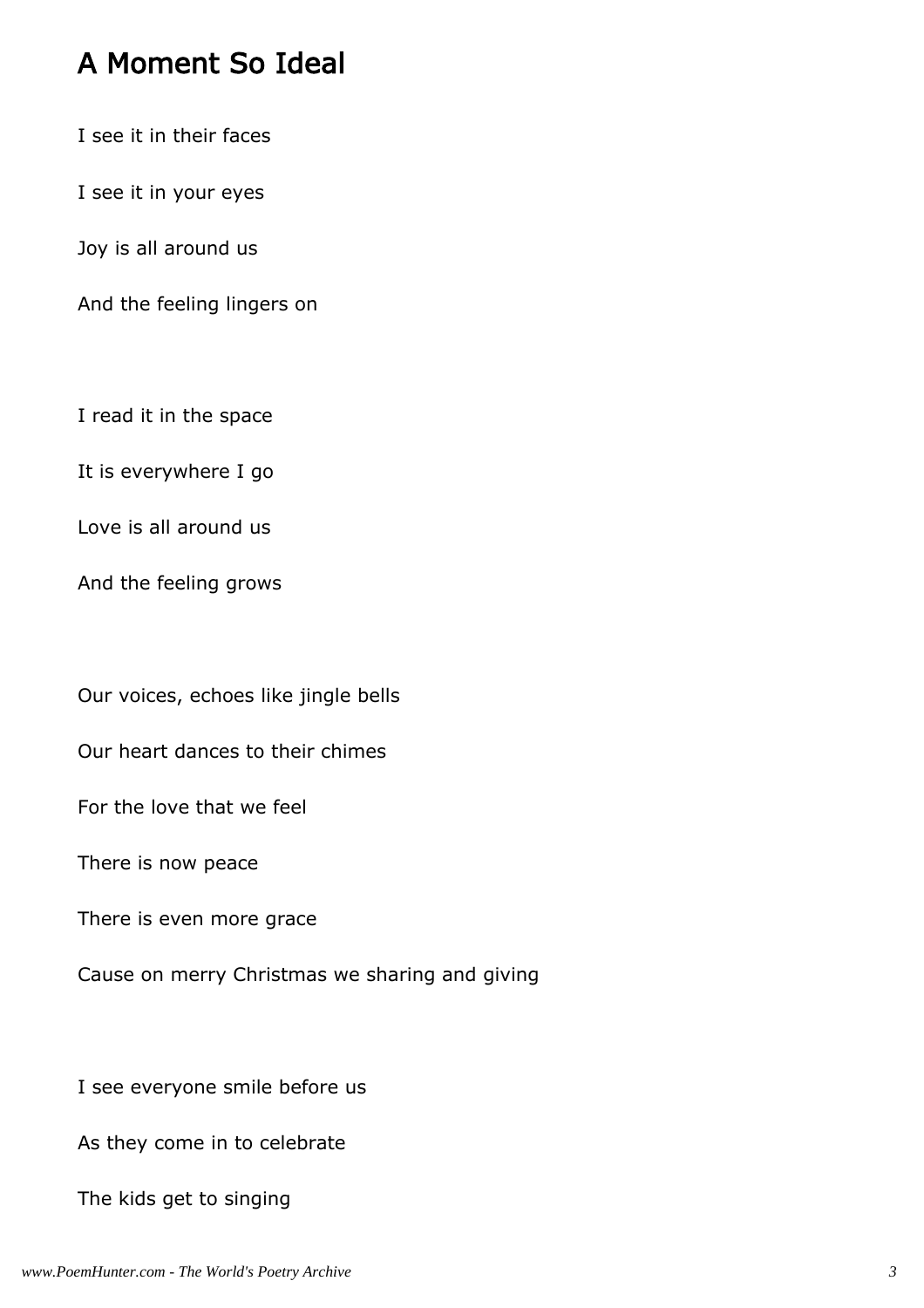# A Moment So Ideal

I see it in their faces

I see it in your eyes

Joy is all around us

And the feeling lingers on

I read it in the space

It is everywhere I go

Love is all around us

And the feeling grows

Our voices, echoes like jingle bells

Our heart dances to their chimes

For the love that we feel

There is now peace

There is even more grace

Cause on merry Christmas we sharing and giving

I see everyone smile before us

As they come in to celebrate

The kids get to singing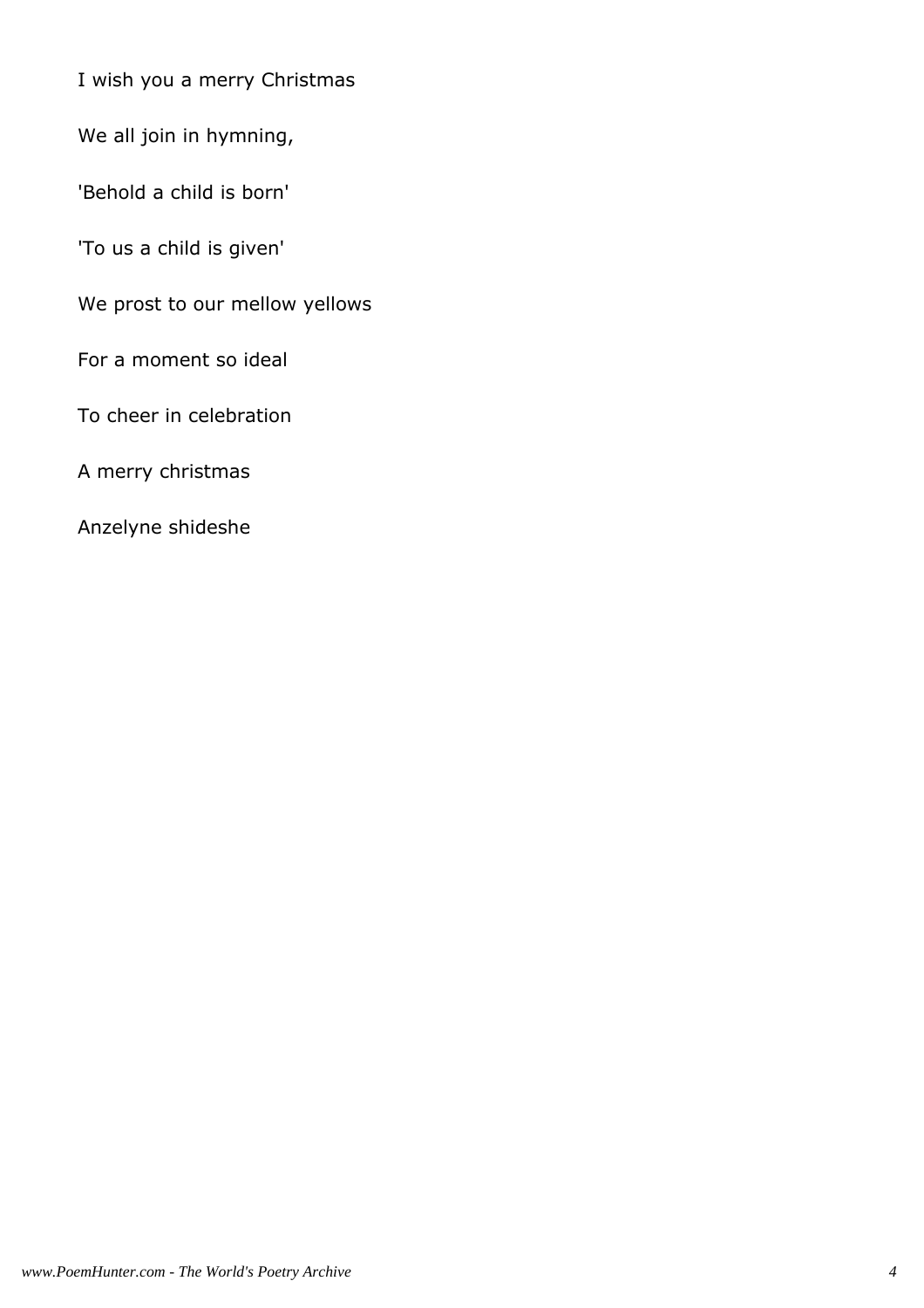I wish you a merry Christmas

We all join in hymning,

'Behold a child is born'

'To us a child is given'

We prost to our mellow yellows

For a moment so ideal

To cheer in celebration

A merry christmas

Anzelyne shideshe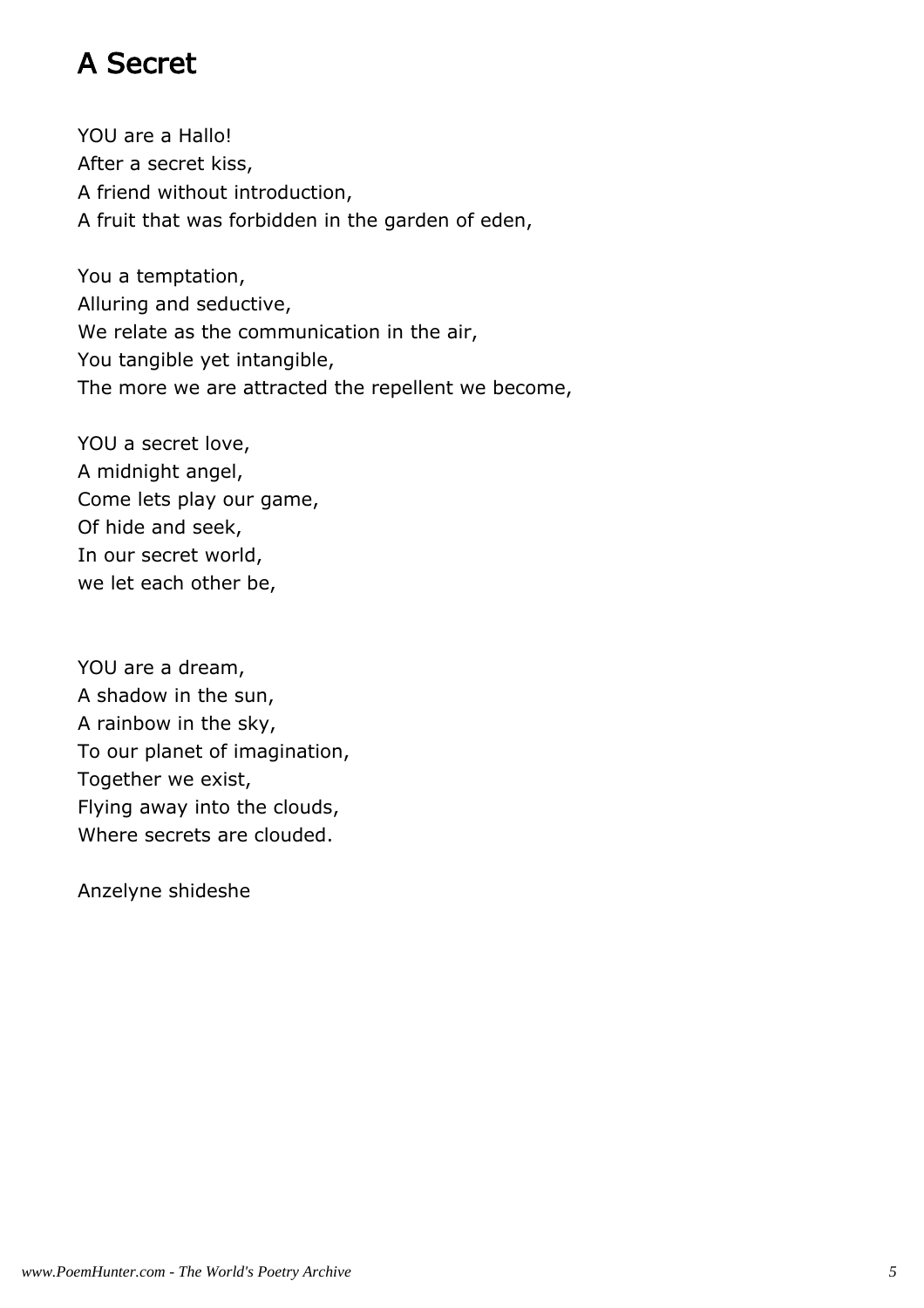# A Secret

YOU are a Hallo!
After a secret kiss,
A friend without introduction,
A fruit that was forbidden in the garden of eden,

You a temptation,
Alluring and seductive,
We relate as the communication in the air,
You tangible yet intangible,
The more we are attracted the repellent we become,

YOU a secret love,
A midnight angel,
Come lets play our game,
Of hide and seek,
In our secret world,
we let each other be,

YOU are a dream,
A shadow in the sun,
A rainbow in the sky,
To our planet of imagination,
Together we exist,
Flying away into the clouds,
Where secrets are clouded.

Anzelyne shideshe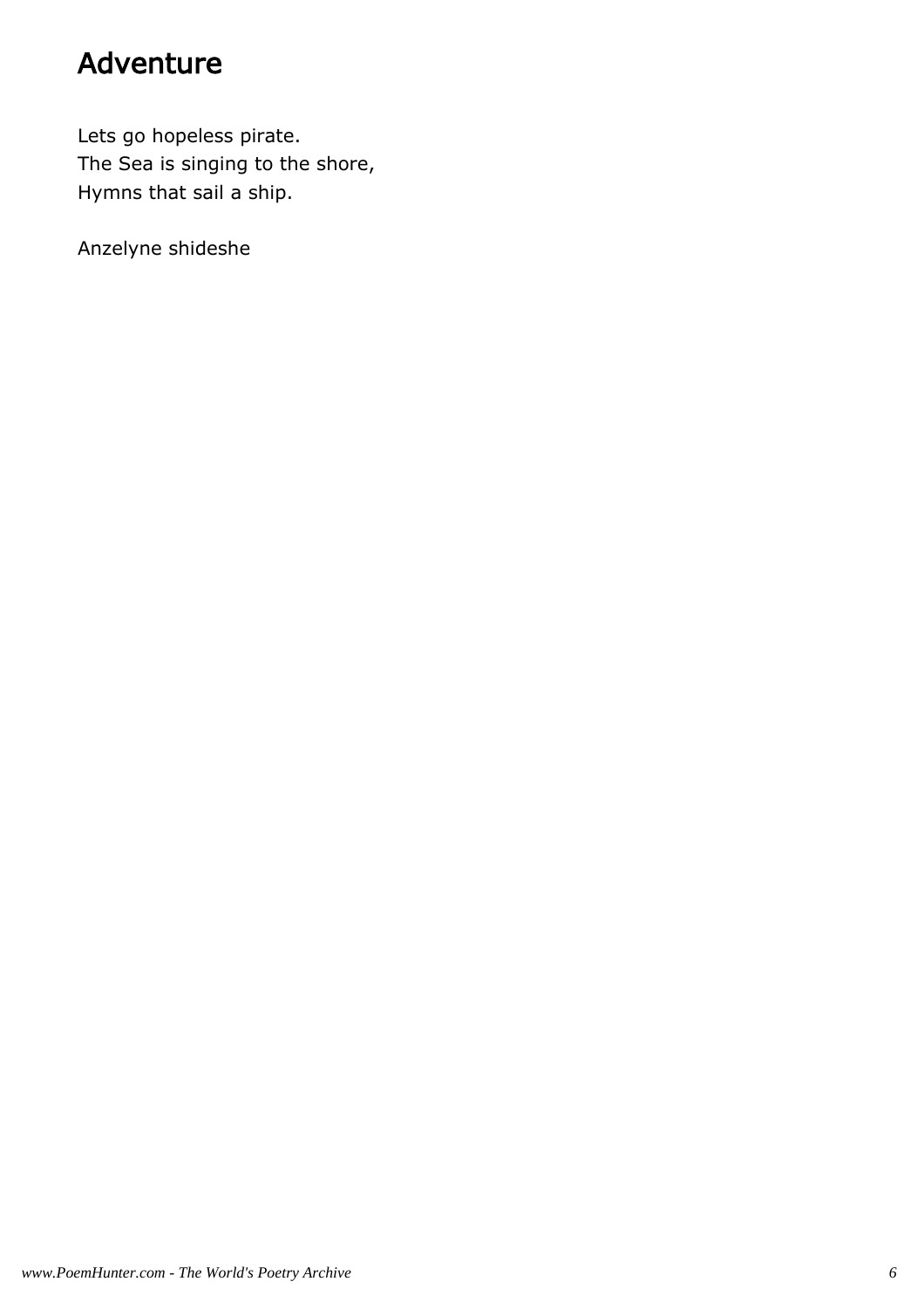# Adventure

Lets go hopeless pirate.
The Sea is singing to the shore,
Hymns that sail a ship.

Anzelyne shideshe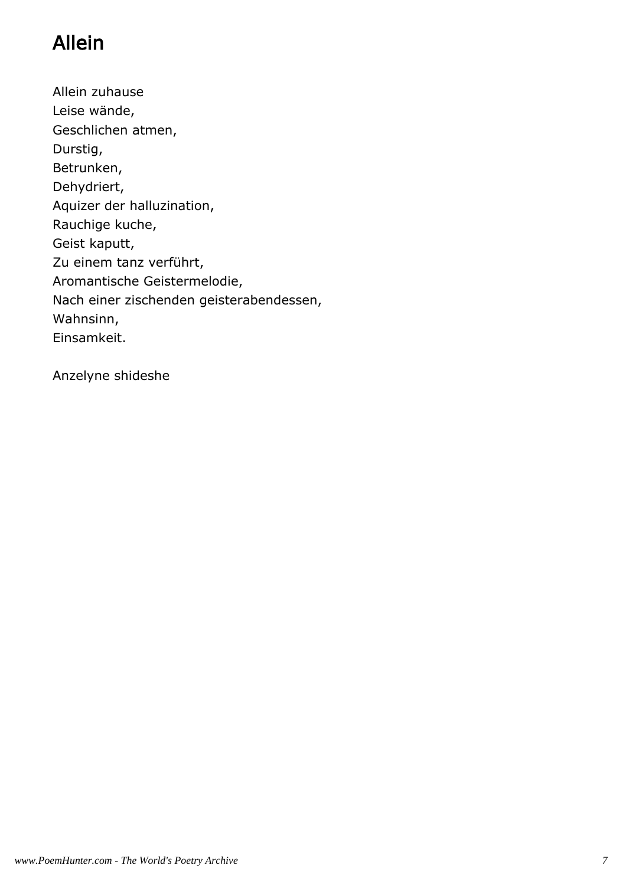# Allein

Allein zuhause  
Leise wände,  
Geschlichen atmen,  
Durstig,  
Betrunken,  
Dehydriert,  
Aquizer der halluzination,  
Rauchige kuche,  
Geist kaputt,  
Zu einem tanz verführt,  
Aromantische Geistermelodie,  
Nach einer zischenden geisterabendessen,  
Wahnsinn,  
Einsamkeit.

Anzelyne shideshe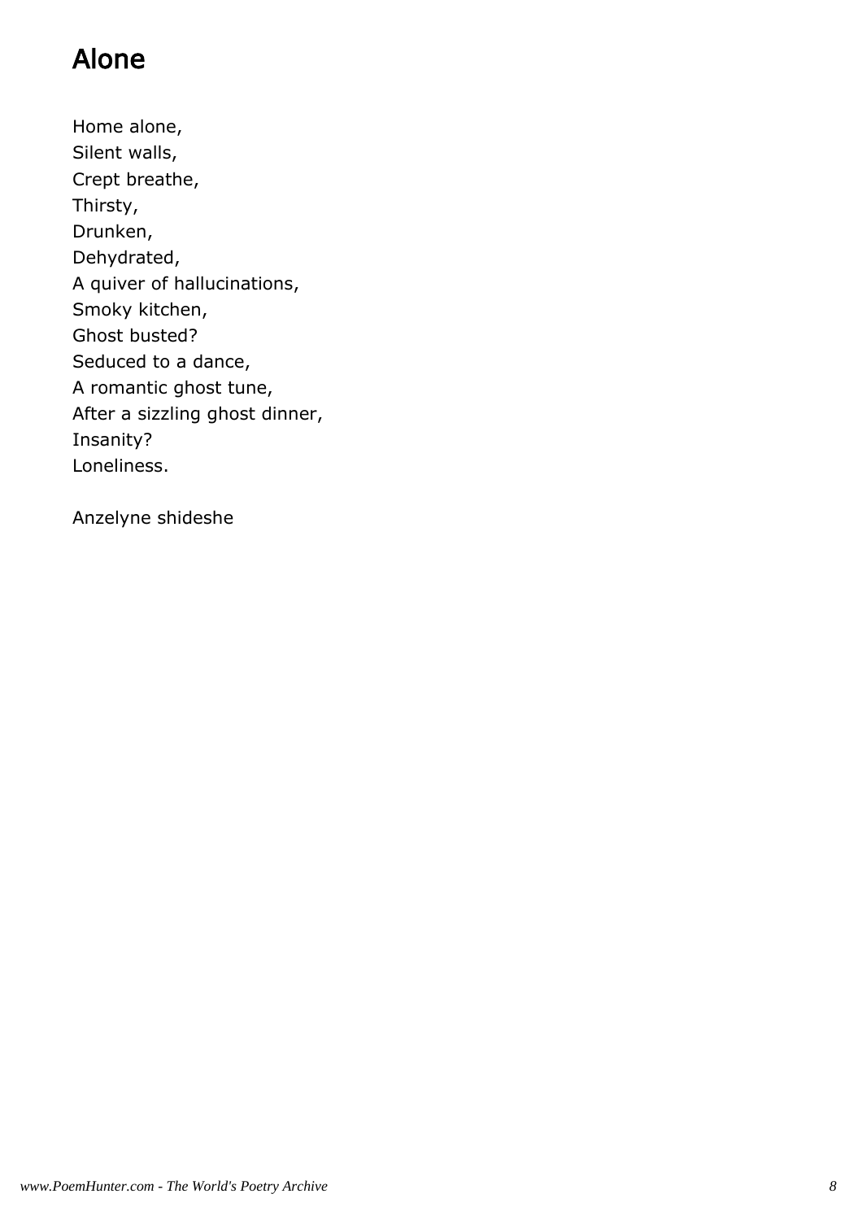# Alone

Home alone,  
Silent walls,  
Crept breathe,  
Thirsty,  
Drunken,  
Dehydrated,  
A quiver of hallucinations,  
Smoky kitchen,  
Ghost busted?  
Seduced to a dance,  
A romantic ghost tune,  
After a sizzling ghost dinner,  
Insanity?  
Loneliness.

Anzelyne shideshe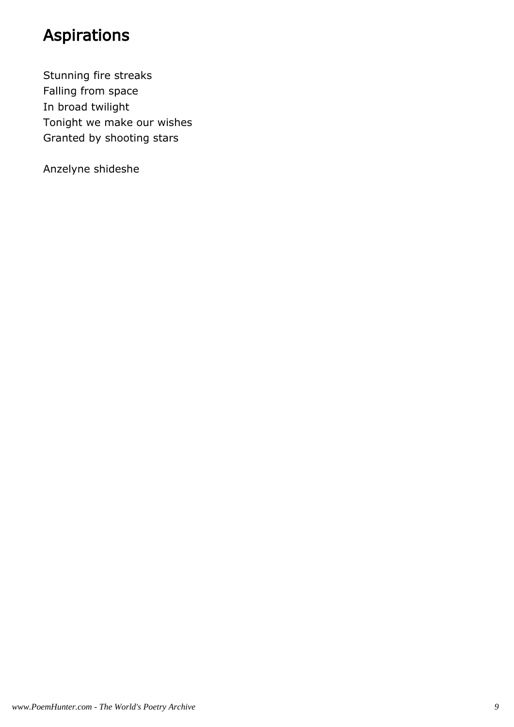# Aspirations

Stunning fire streaks  
Falling from space  
In broad twilight  
Tonight we make our wishes  
Granted by shooting stars

Anzelyne shideshe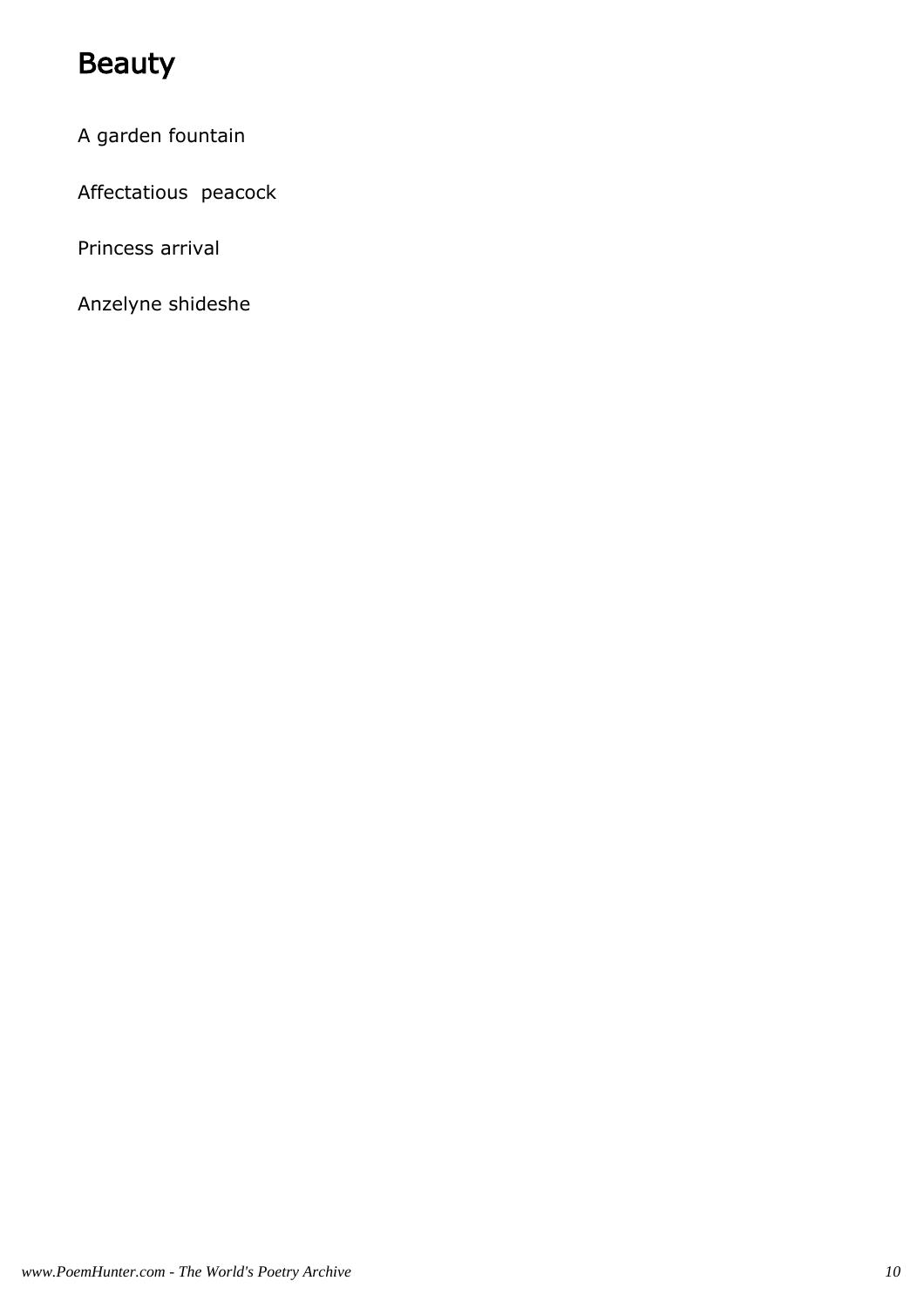# Beauty

A garden fountain

Affectatious peacock

Princess arrival

Anzelyne shideshe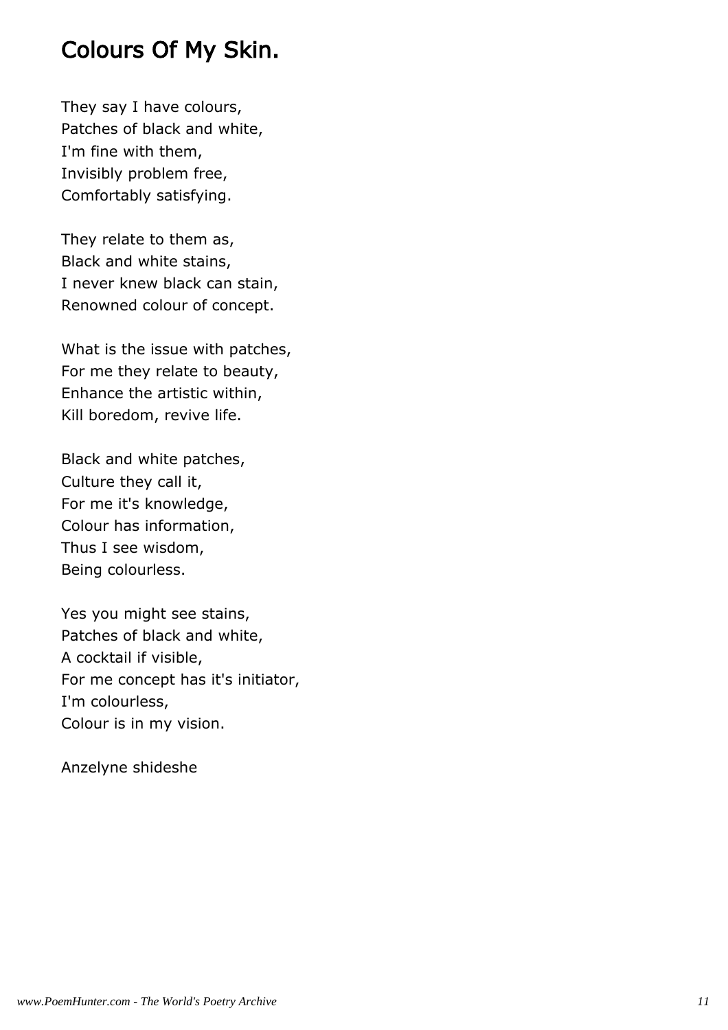## Colours Of My Skin.

They say I have colours,
Patches of black and white,
I'm fine with them,
Invisibly problem free,
Comfortably satisfying.

They relate to them as,
Black and white stains,
I never knew black can stain,
Renowned colour of concept.

What is the issue with patches,
For me they relate to beauty,
Enhance the artistic within,
Kill boredom, revive life.

Black and white patches,
Culture they call it,
For me it's knowledge,
Colour has information,
Thus I see wisdom,
Being colourless.

Yes you might see stains,
Patches of black and white,
A cocktail if visible,
For me concept has it's initiator,
I'm colourless,
Colour is in my vision.

Anzelyne shideshe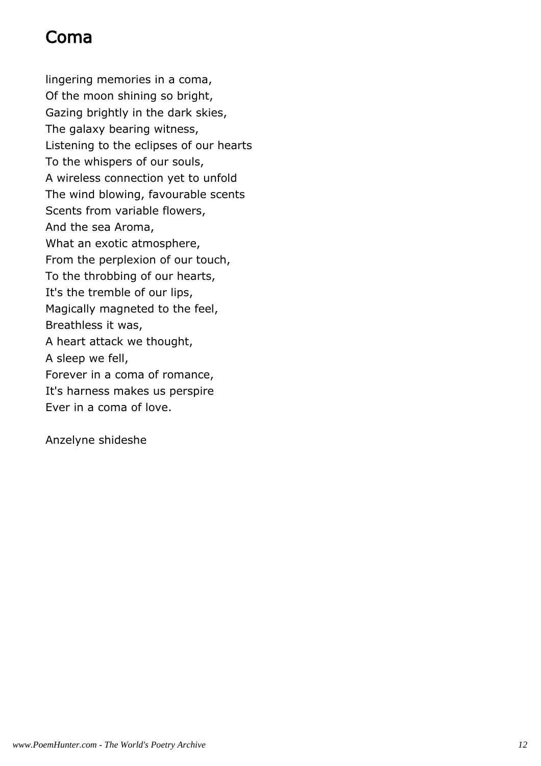# Coma

lingering memories in a coma,
Of the moon shining so bright,
Gazing brightly in the dark skies,
The galaxy bearing witness,
Listening to the eclipses of our hearts
To the whispers of our souls,
A wireless connection yet to unfold
The wind blowing, favourable scents
Scents from variable flowers,
And the sea Aroma,
What an exotic atmosphere,
From the perplexion of our touch,
To the throbbing of our hearts,
It's the tremble of our lips,
Magically magneted to the feel,
Breathless it was,
A heart attack we thought,
A sleep we fell,
Forever in a coma of romance,
It's harness makes us perspire
Ever in a coma of love.

Anzelyne shideshe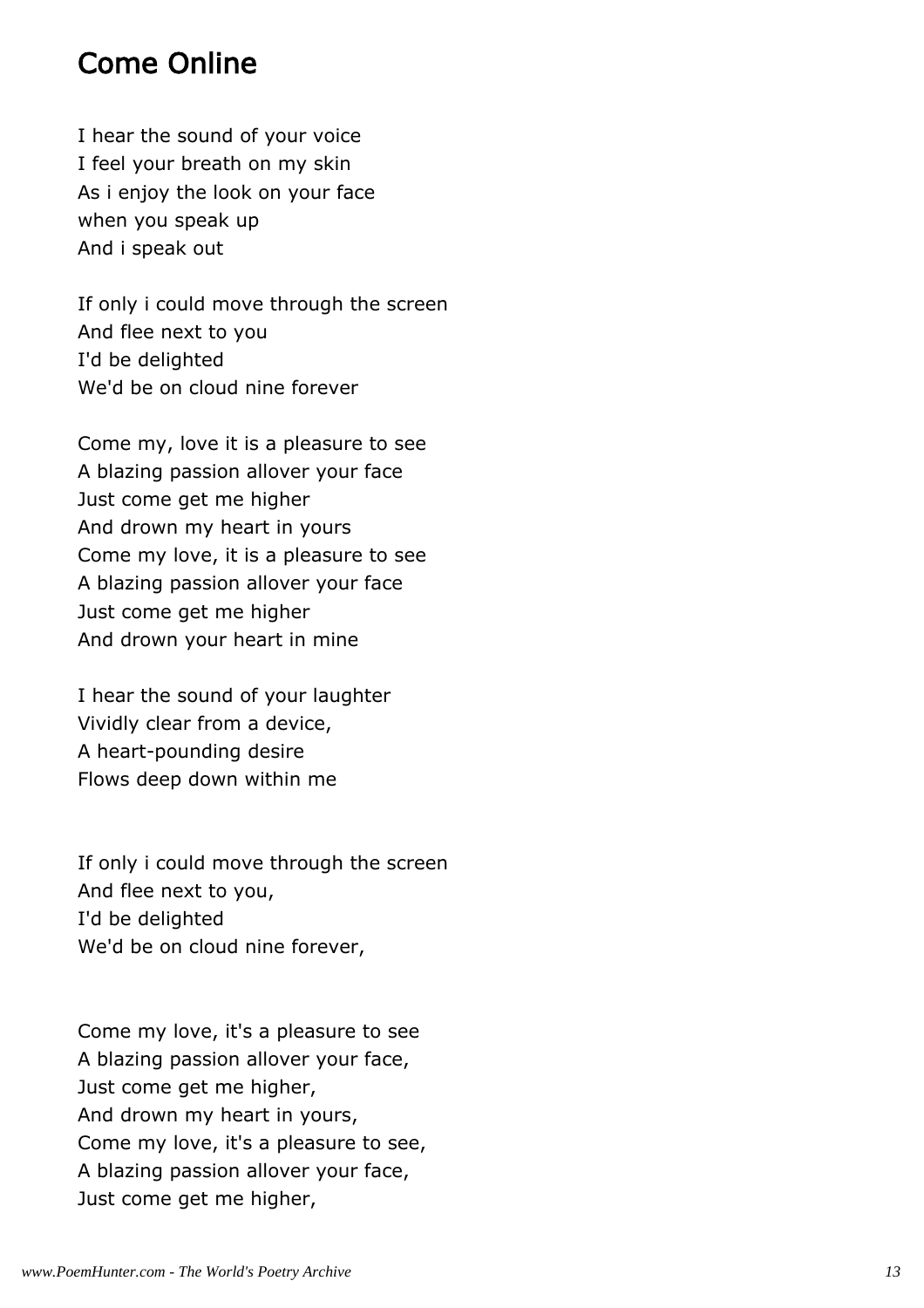## Come Online

I hear the sound of your voice
I feel your breath on my skin
As i enjoy the look on your face
when you speak up
And i speak out

If only i could move through the screen
And flee next to you
I'd be delighted
We'd be on cloud nine forever

Come my, love it is a pleasure to see
A blazing passion allover your face
Just come get me higher
And drown my heart in yours
Come my love, it is a pleasure to see
A blazing passion allover your face
Just come get me higher
And drown your heart in mine

I hear the sound of your laughter
Vividly clear from a device,
A heart-pounding desire
Flows deep down within me

If only i could move through the screen
And flee next to you,
I'd be delighted
We'd be on cloud nine forever,

Come my love, it's a pleasure to see
A blazing passion allover your face,
Just come get me higher,
And drown my heart in yours,
Come my love, it's a pleasure to see,
A blazing passion allover your face,
Just come get me higher,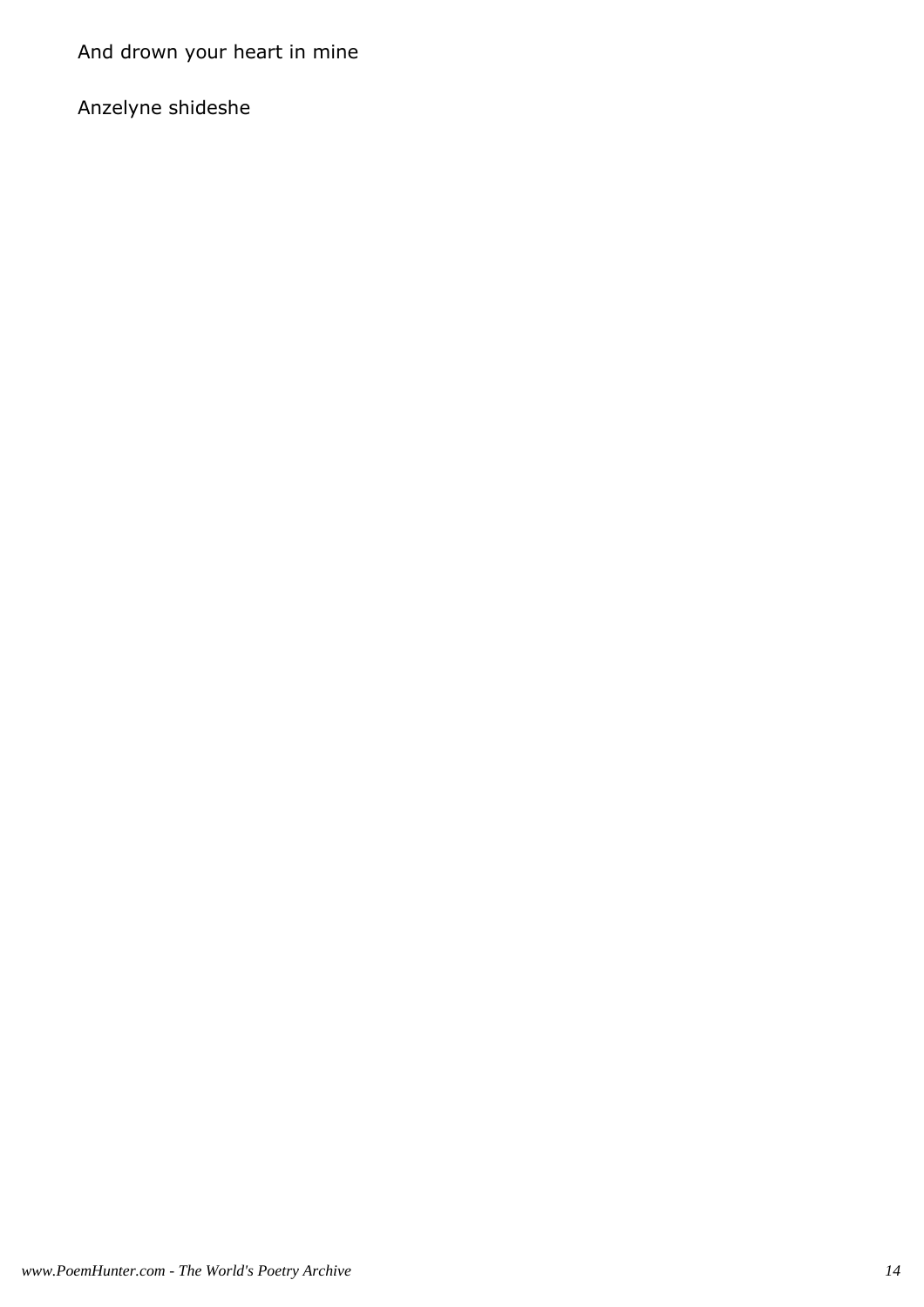And drown your heart in mine

Anzelyne shideshe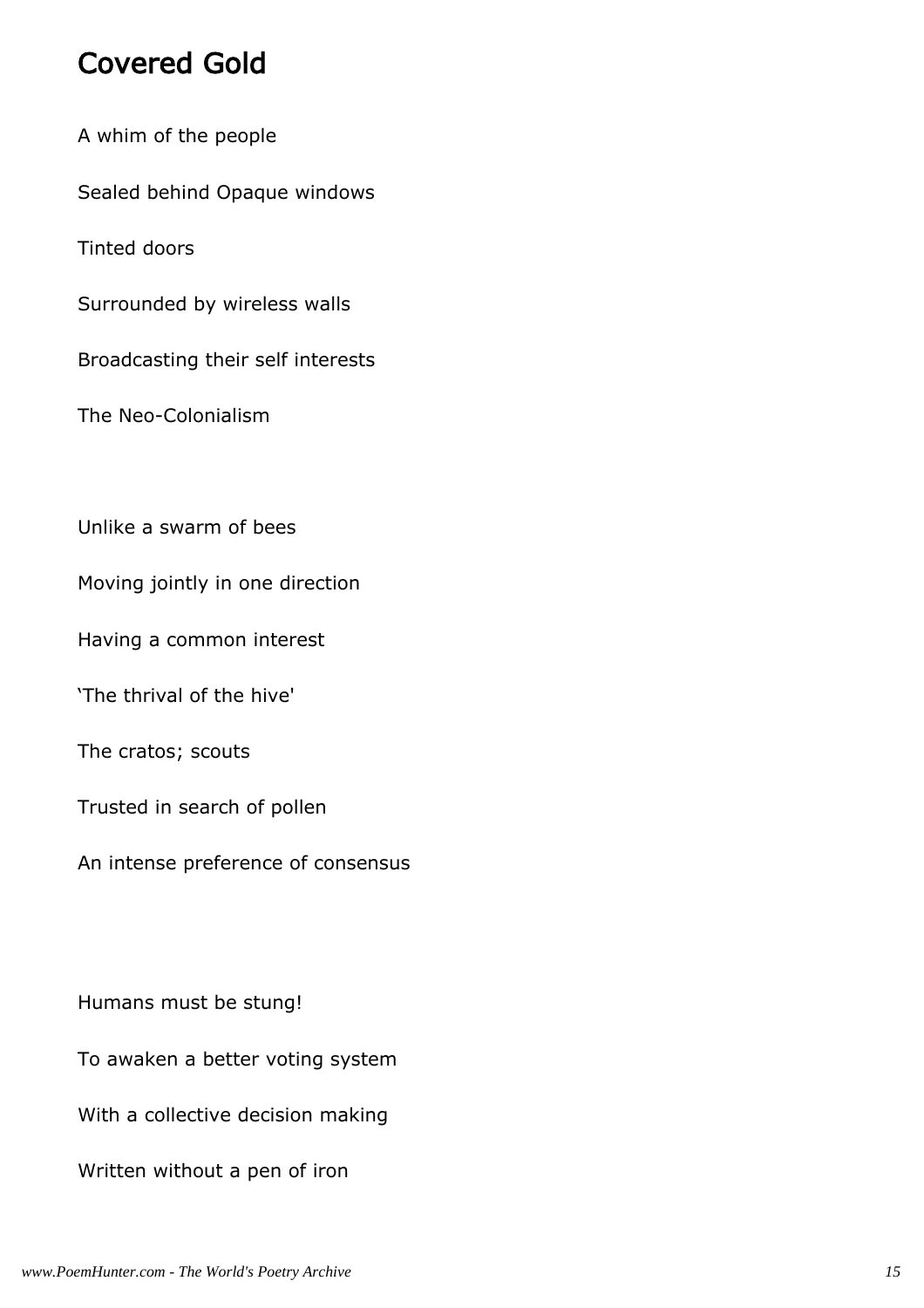# Covered Gold

A whim of the people

Sealed behind Opaque windows

Tinted doors

Surrounded by wireless walls

Broadcasting their self interests

The Neo-Colonialism

Unlike a swarm of bees

Moving jointly in one direction

Having a common interest

'The thrival of the hive'

The cratos; scouts

Trusted in search of pollen

An intense preference of consensus

Humans must be stung!

To awaken a better voting system

With a collective decision making

Written without a pen of iron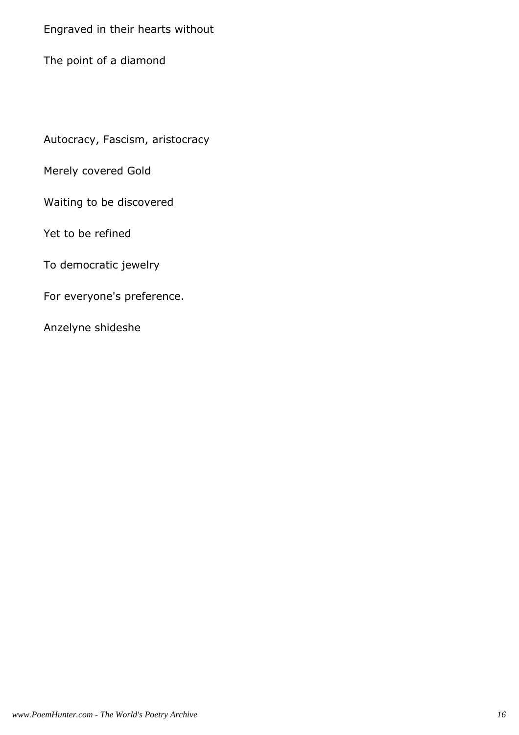Engraved in their hearts without

The point of a diamond

Autocracy, Fascism, aristocracy

Merely covered Gold

Waiting to be discovered

Yet to be refined

To democratic jewelry

For everyone's preference.

Anzelyne shideshe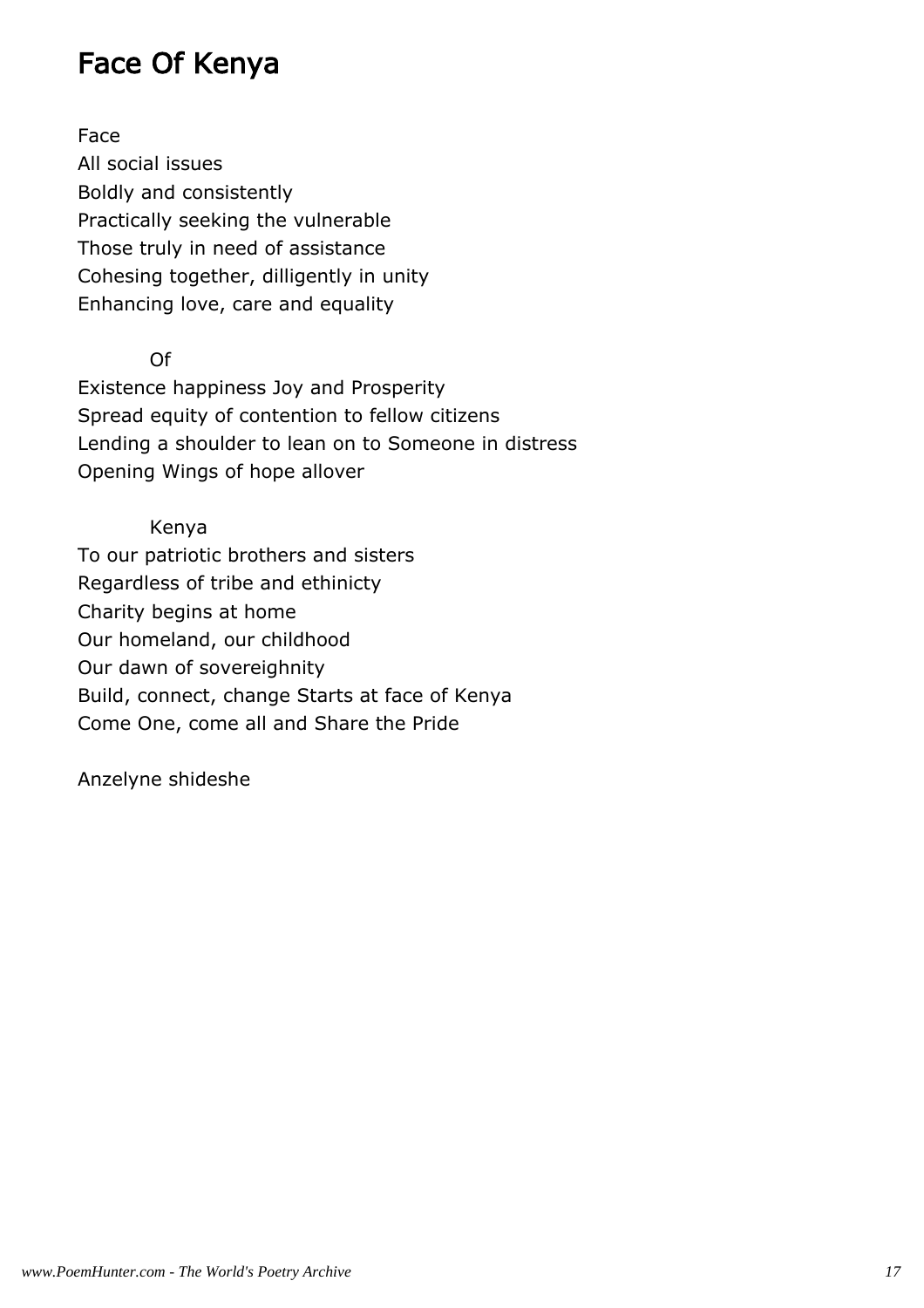# Face Of Kenya

Face
All social issues
Boldly and consistently
Practically seeking the vulnerable
Those truly in need of assistance
Cohesing together, dilligently in unity
Enhancing love, care and equality

Of
Existence happiness Joy and Prosperity
Spread equity of contention to fellow citizens
Lending a shoulder to lean on to Someone in distress
Opening Wings of hope allover

Kenya
To our patriotic brothers and sisters
Regardless of tribe and ethinicty
Charity begins at home
Our homeland, our childhood
Our dawn of sovereighnity
Build, connect, change Starts at face of Kenya
Come One, come all and Share the Pride

Anzelyne shideshe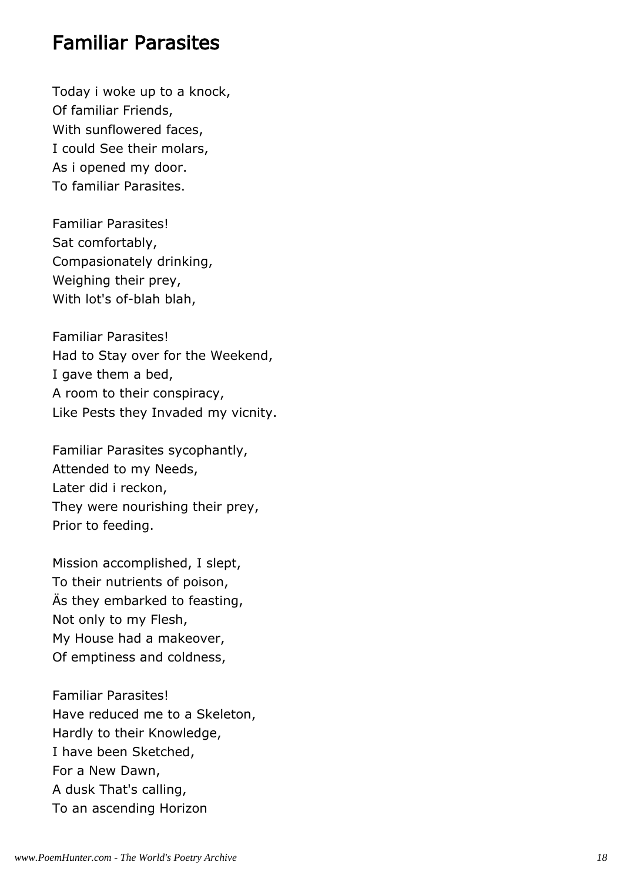## Familiar Parasites

Today i woke up to a knock,  
Of familiar Friends,  
With sunflowered faces,  
I could See their molars,  
As i opened my door.  
To familiar Parasites.

Familiar Parasites!  
Sat comfortably,  
Compasionately drinking,  
Weighing their prey,  
With lot's of-blah blah,

Familiar Parasites!  
Had to Stay over for the Weekend,  
I gave them a bed,  
A room to their conspiracy,  
Like Pests they Invaded my vicnity.

Familiar Parasites sycophantly,  
Attended to my Needs,  
Later did i reckon,  
They were nourishing their prey,  
Prior to feeding.

Mission accomplished, I slept,  
To their nutrients of poison,  
Äs they embarked to feasting,  
Not only to my Flesh,  
My House had a makeover,  
Of emptiness and coldness,

Familiar Parasites!  
Have reduced me to a Skeleton,  
Hardly to their Knowledge,  
I have been Sketched,  
For a New Dawn,  
A dusk That's calling,  
To an ascending Horizon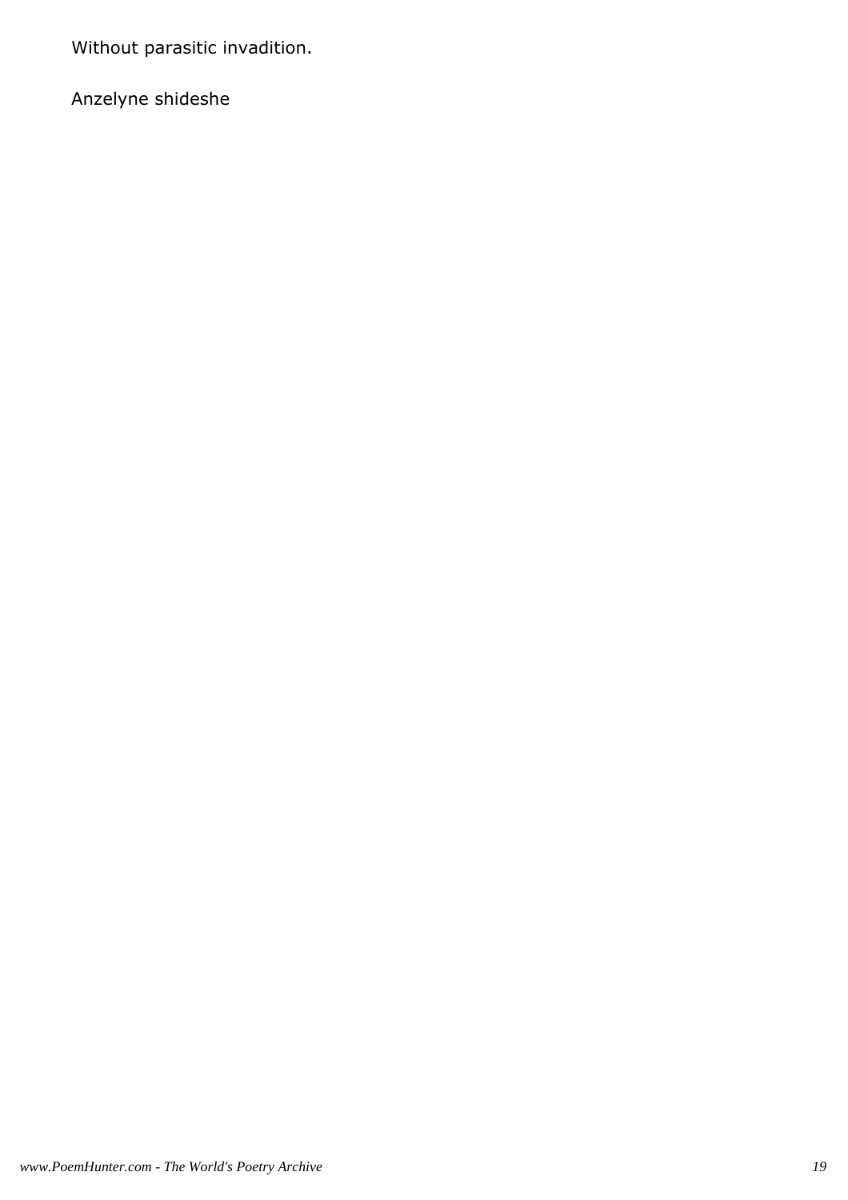Without parasitic invadition.

Anzelyne shideshe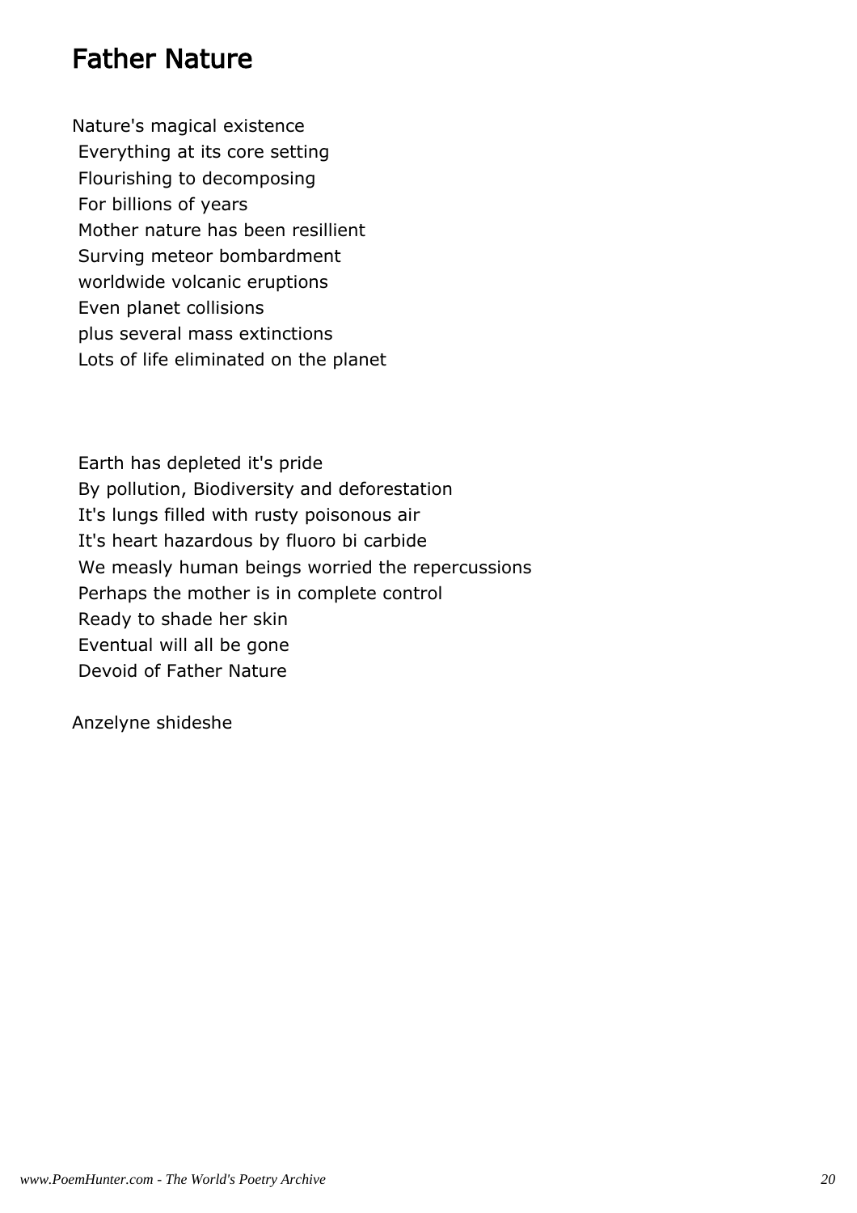# Father Nature

Nature's magical existence
Everything at its core setting
Flourishing to decomposing
For billions of years
Mother nature has been resillient
Surving meteor bombardment
worldwide volcanic eruptions
Even planet collisions
plus several mass extinctions
Lots of life eliminated on the planet

Earth has depleted it's pride
By pollution, Biodiversity and deforestation
It's lungs filled with rusty poisonous air
It's heart hazardous by fluoro bi carbide
We measly human beings worried the repercussions
Perhaps the mother is in complete control
Ready to shade her skin
Eventual will all be gone
Devoid of Father Nature

Anzelyne shideshe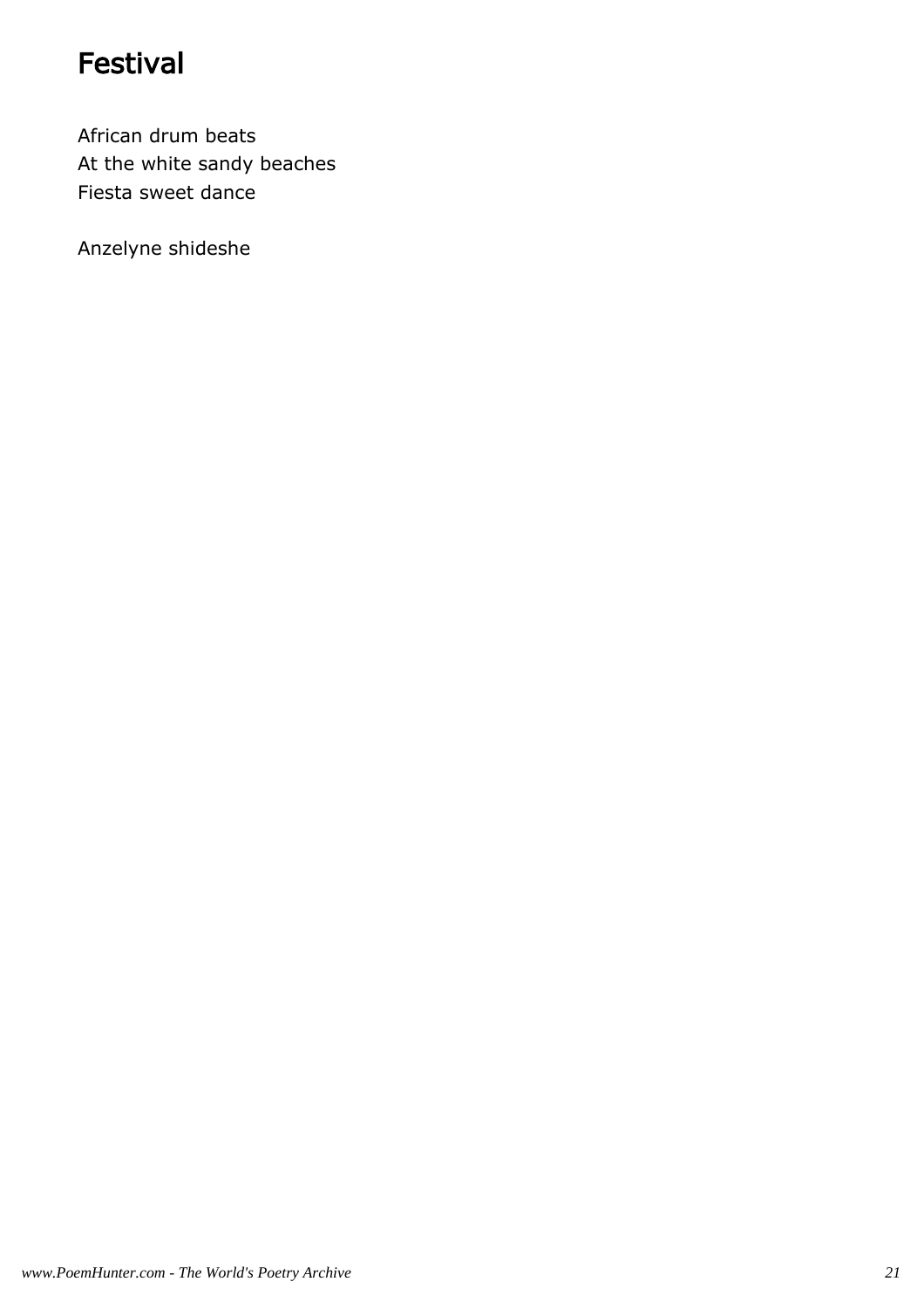# Festival

African drum beats  
At the white sandy beaches  
Fiesta sweet dance

Anzelyne shideshe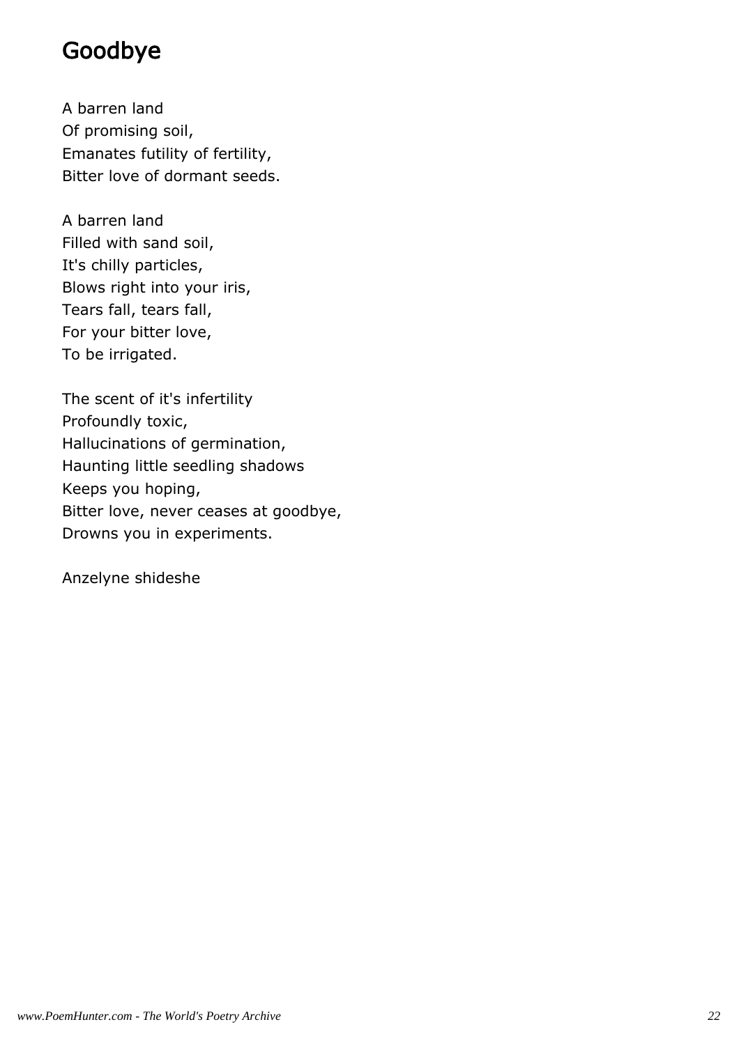# Goodbye

A barren land
Of promising soil,
Emanates futility of fertility,
Bitter love of dormant seeds.

A barren land
Filled with sand soil,
It's chilly particles,
Blows right into your iris,
Tears fall, tears fall,
For your bitter love,
To be irrigated.

The scent of it's infertility
Profoundly toxic,
Hallucinations of germination,
Haunting little seedling shadows
Keeps you hoping,
Bitter love, never ceases at goodbye,
Drowns you in experiments.

Anzelyne shideshe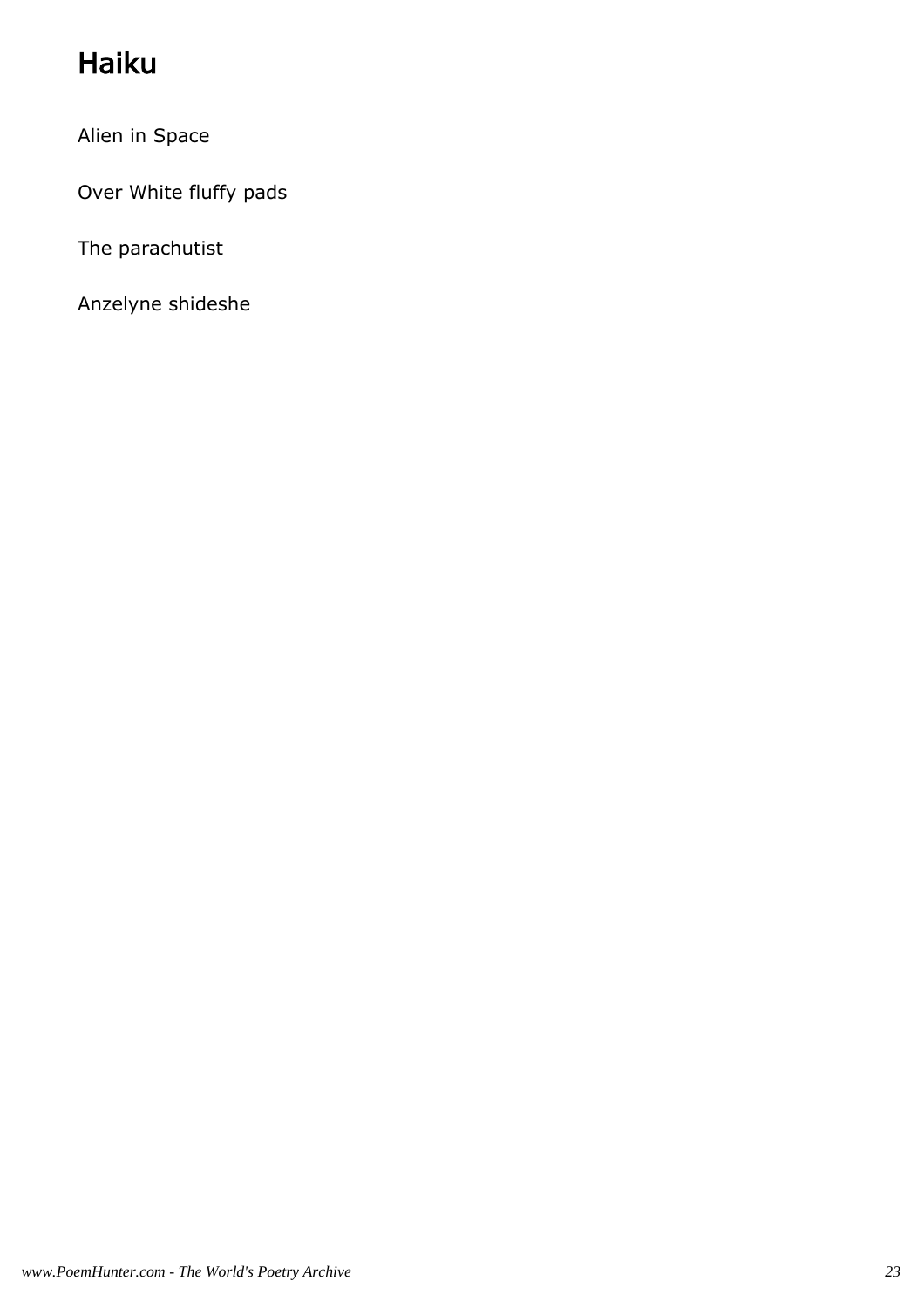# Haiku

Alien in Space

Over White fluffy pads

The parachutist

Anzelyne shideshe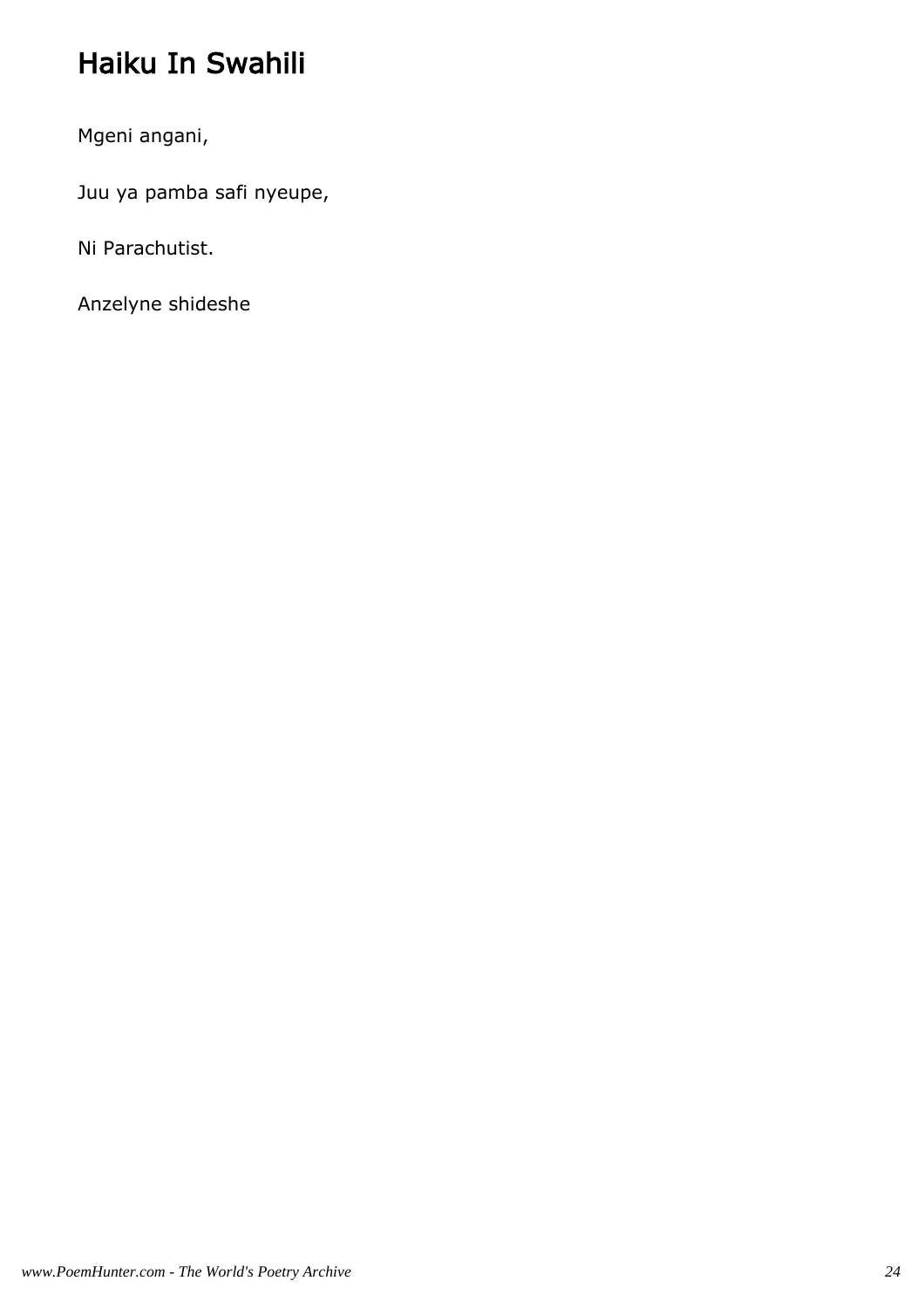# Haiku In Swahili

Mgeni angani,

Juu ya pamba safi nyeupe,

Ni Parachutist.

Anzelyne shideshe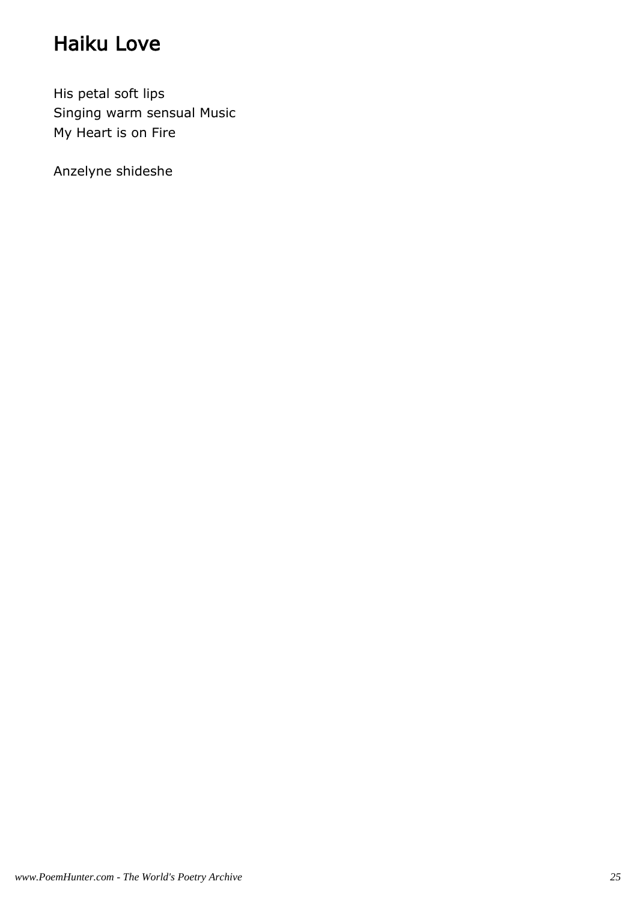# Haiku Love

His petal soft lips
Singing warm sensual Music
My Heart is on Fire

Anzelyne shideshe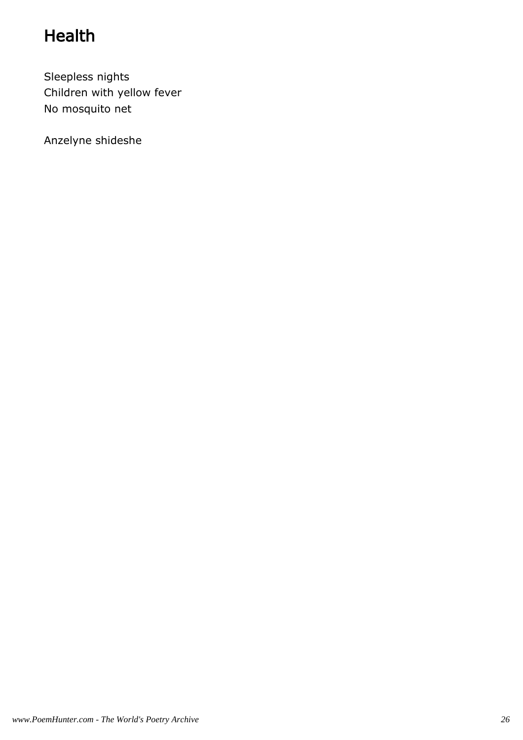# Health

Sleepless nights
Children with yellow fever
No mosquito net

Anzelyne shideshe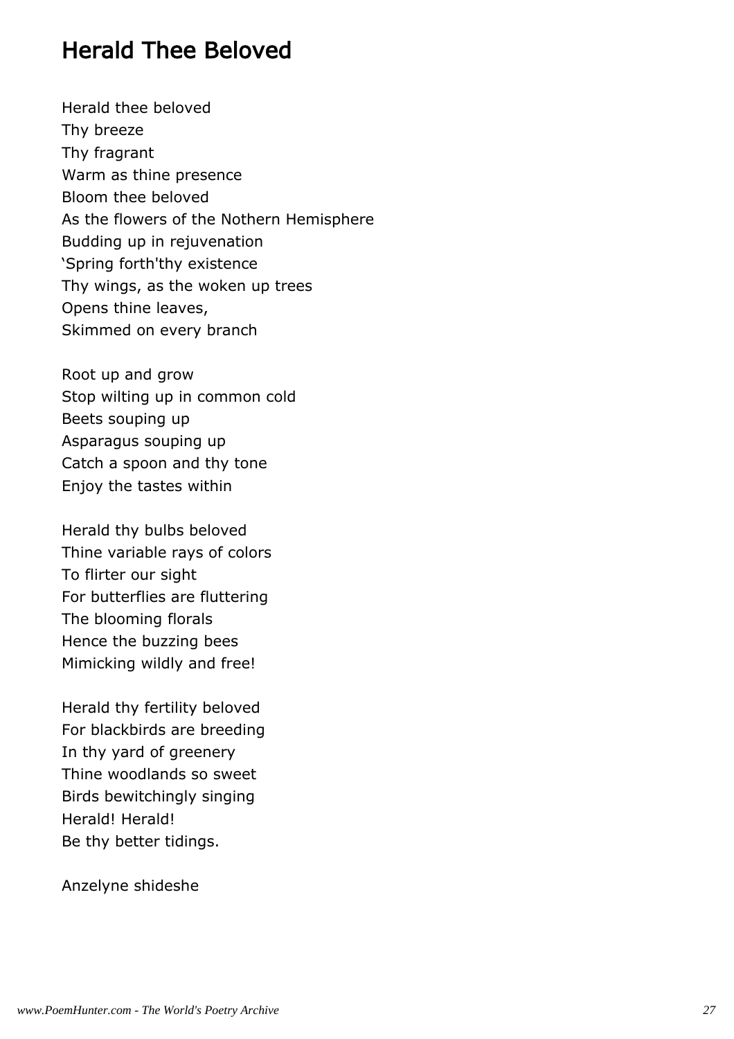# Herald Thee Beloved

Herald thee beloved  
Thy breeze  
Thy fragrant  
Warm as thine presence  
Bloom thee beloved  
As the flowers of the Nothern Hemisphere  
Budding up in rejuvenation  
'Spring forth'thy existence  
Thy wings, as the woken up trees  
Opens thine leaves,  
Skimmed on every branch

Root up and grow  
Stop wilting up in common cold  
Beets souping up  
Asparagus souping up  
Catch a spoon and thy tone  
Enjoy the tastes within

Herald thy bulbs beloved  
Thine variable rays of colors  
To flirter our sight  
For butterflies are fluttering  
The blooming florals  
Hence the buzzing bees  
Mimicking wildly and free!

Herald thy fertility beloved  
For blackbirds are breeding  
In thy yard of greenery  
Thine woodlands so sweet  
Birds bewitchingly singing  
Herald! Herald!  
Be thy better tidings.

Anzelyne shideshe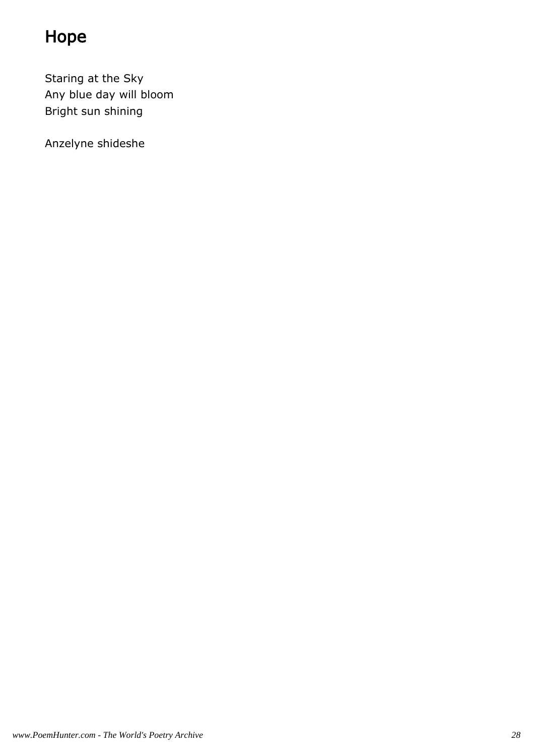# Hope

Staring at the Sky
Any blue day will bloom
Bright sun shining

Anzelyne shideshe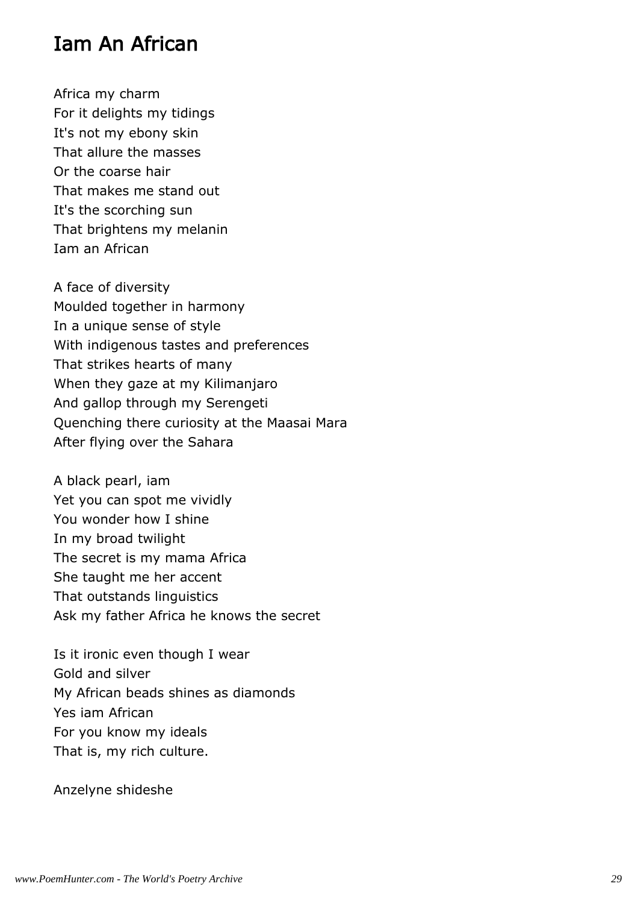# Iam An African

Africa my charm
For it delights my tidings
It's not my ebony skin
That allure the masses
Or the coarse hair
That makes me stand out
It's the scorching sun
That brightens my melanin
Iam an African

A face of diversity
Moulded together in harmony
In a unique sense of style
With indigenous tastes and preferences
That strikes hearts of many
When they gaze at my Kilimanjaro
And gallop through my Serengeti
Quenching there curiosity at the Maasai Mara
After flying over the Sahara

A black pearl, iam
Yet you can spot me vividly
You wonder how I shine
In my broad twilight
The secret is my mama Africa
She taught me her accent
That outstands linguistics
Ask my father Africa he knows the secret

Is it ironic even though I wear
Gold and silver
My African beads shines as diamonds
Yes iam African
For you know my ideals
That is, my rich culture.

Anzelyne shideshe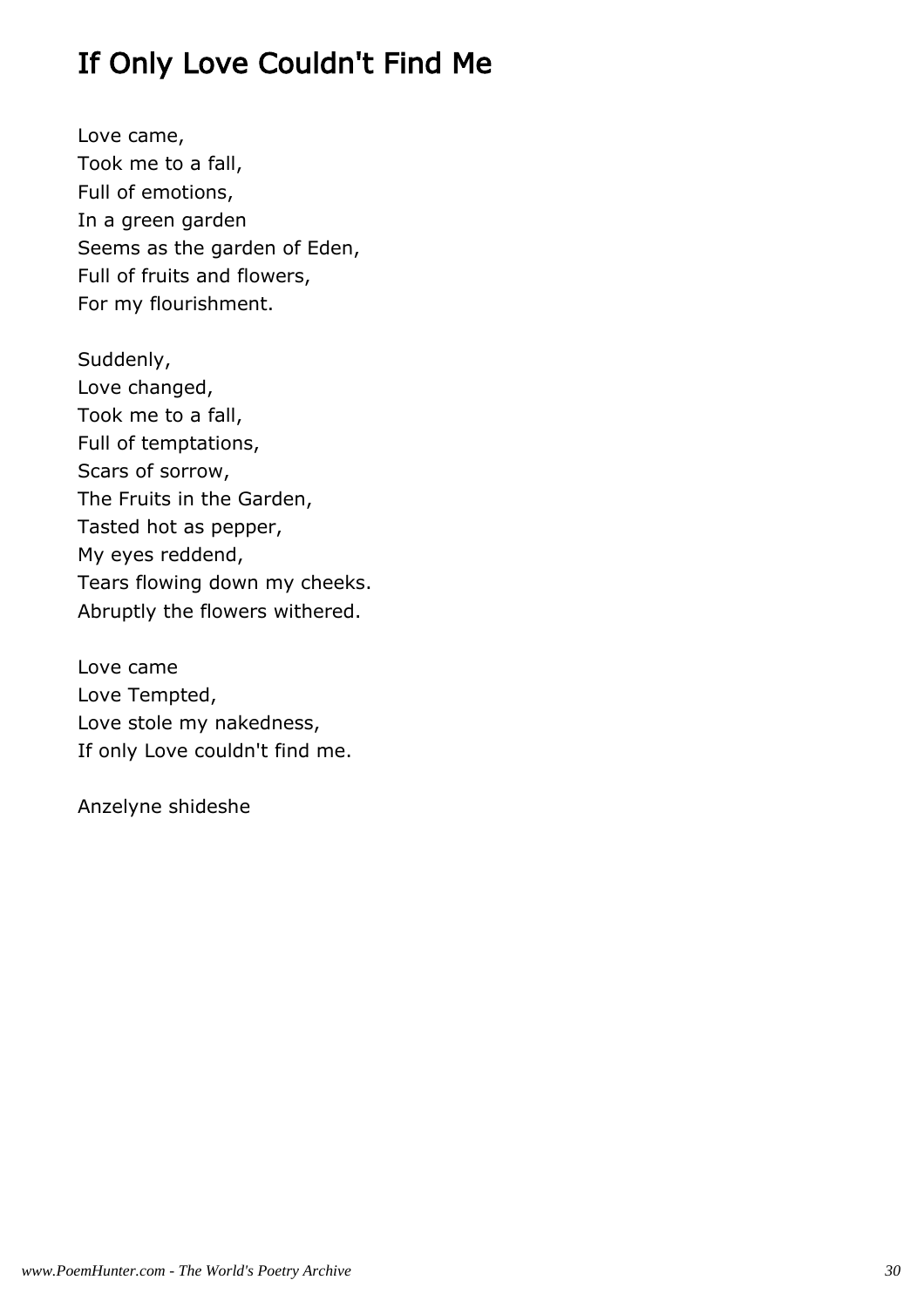# If Only Love Couldn't Find Me

Love came,  
Took me to a fall,  
Full of emotions,  
In a green garden  
Seems as the garden of Eden,  
Full of fruits and flowers,  
For my flourishment.

Suddenly,  
Love changed,  
Took me to a fall,  
Full of temptations,  
Scars of sorrow,  
The Fruits in the Garden,  
Tasted hot as pepper,  
My eyes reddend,  
Tears flowing down my cheeks.  
Abruptly the flowers withered.

Love came  
Love Tempted,  
Love stole my nakedness,  
If only Love couldn't find me.

Anzelyne shideshe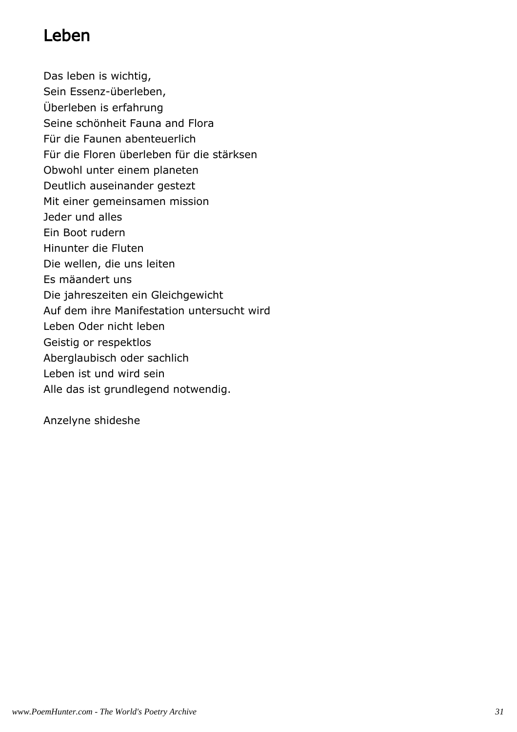# Leben

Das leben is wichtig,
Sein Essenz-überleben,
Überleben is erfahrung
Seine schönheit Fauna and Flora
Für die Faunen abenteuerlich
Für die Floren überleben für die stärksen
Obwohl unter einem planeten
Deutlich auseinander gestezt
Mit einer gemeinsamen mission
Jeder und alles
Ein Boot rudern
Hinunter die Fluten
Die wellen, die uns leiten
Es mäandert uns
Die jahreszeiten ein Gleichgewicht
Auf dem ihre Manifestation untersucht wird
Leben Oder nicht leben
Geistig or respektlos
Aberglaubisch oder sachlich
Leben ist und wird sein
Alle das ist grundlegend notwendig.

Anzelyne shideshe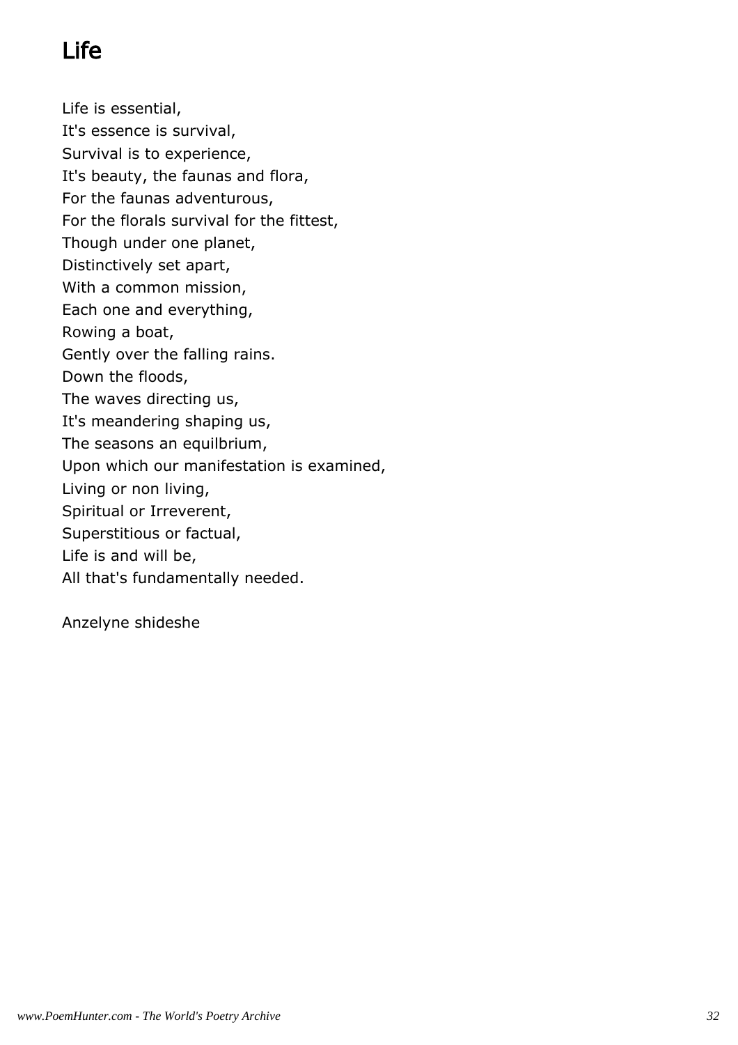# Life

Life is essential,  
It's essence is survival,  
Survival is to experience,  
It's beauty, the faunas and flora,  
For the faunas adventurous,  
For the florals survival for the fittest,  
Though under one planet,  
Distinctively set apart,  
With a common mission,  
Each one and everything,  
Rowing a boat,  
Gently over the falling rains.  
Down the floods,  
The waves directing us,  
It's meandering shaping us,  
The seasons an equilbrium,  
Upon which our manifestation is examined,  
Living or non living,  
Spiritual or Irreverent,  
Superstitious or factual,  
Life is and will be,  
All that's fundamentally needed.

Anzelyne shideshe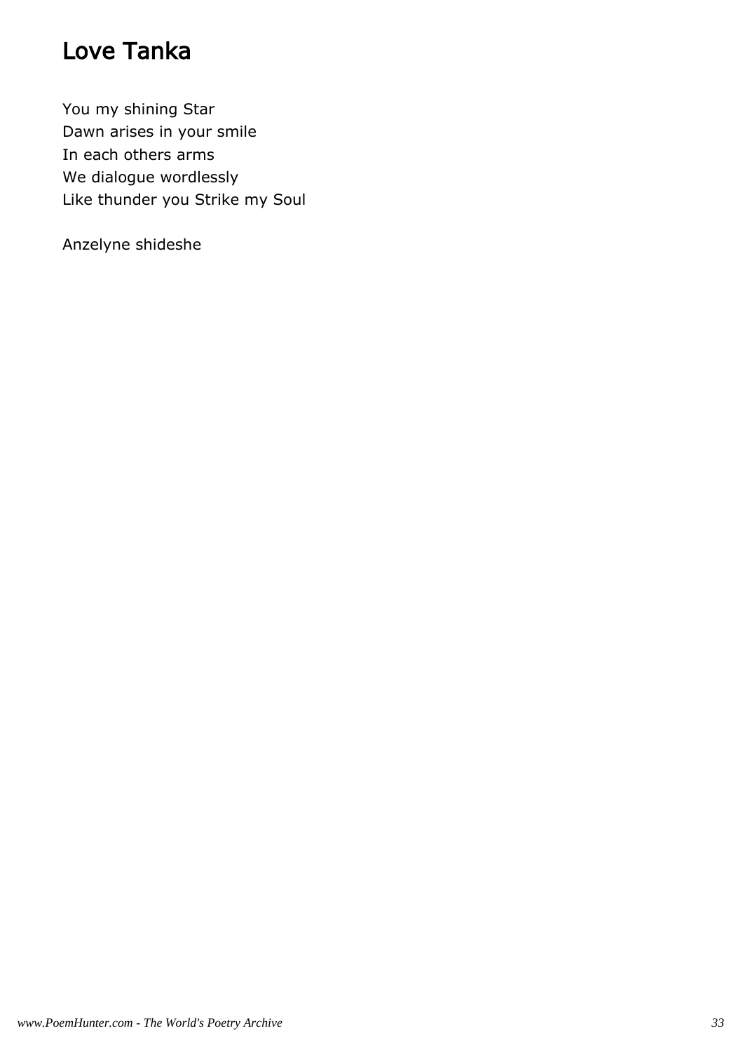# Love Tanka

You my shining Star  
Dawn arises in your smile  
In each others arms  
We dialogue wordlessly  
Like thunder you Strike my Soul

Anzelyne shideshe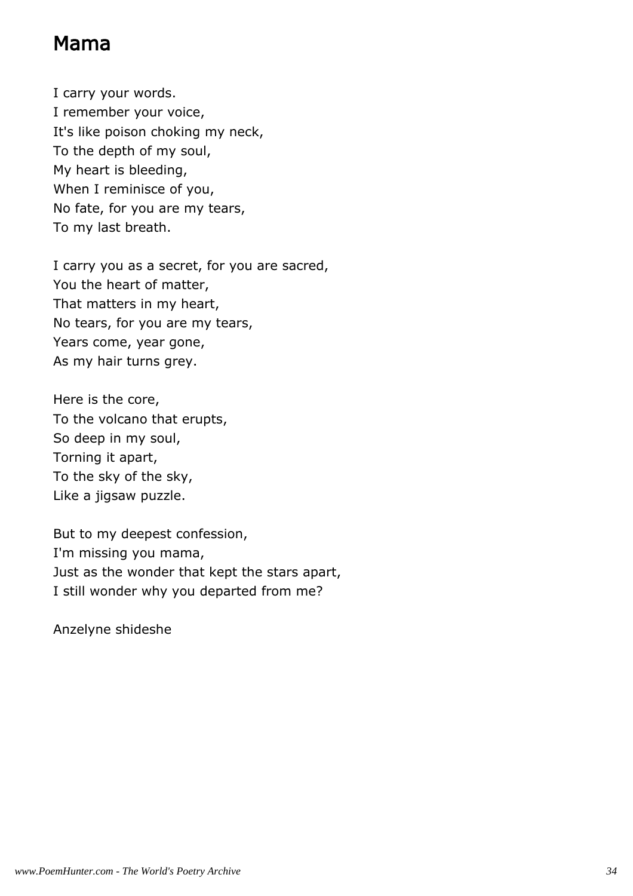# Mama

I carry your words.  
I remember your voice,  
It's like poison choking my neck,  
To the depth of my soul,  
My heart is bleeding,  
When I reminisce of you,  
No fate, for you are my tears,  
To my last breath.

I carry you as a secret, for you are sacred,  
You the heart of matter,  
That matters in my heart,  
No tears, for you are my tears,  
Years come, year gone,  
As my hair turns grey.

Here is the core,  
To the volcano that erupts,  
So deep in my soul,  
Torning it apart,  
To the sky of the sky,  
Like a jigsaw puzzle.

But to my deepest confession,  
I'm missing you mama,  
Just as the wonder that kept the stars apart,  
I still wonder why you departed from me?

Anzelyne shideshe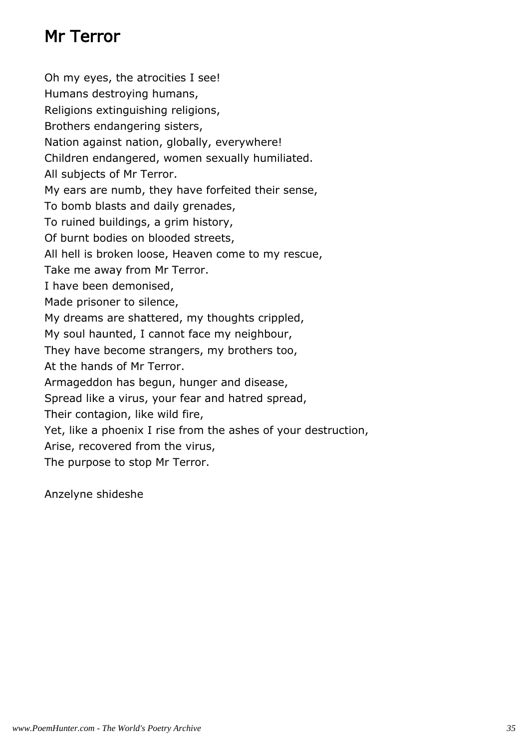# Mr Terror

Oh my eyes, the atrocities I see!  
Humans destroying humans,  
Religions extinguishing religions,  
Brothers endangering sisters,  
Nation against nation, globally, everywhere!  
Children endangered, women sexually humiliated.  
All subjects of Mr Terror.  
My ears are numb, they have forfeited their sense,  
To bomb blasts and daily grenades,  
To ruined buildings, a grim history,  
Of burnt bodies on blooded streets,  
All hell is broken loose, Heaven come to my rescue,  
Take me away from Mr Terror.  
I have been demonised,  
Made prisoner to silence,  
My dreams are shattered, my thoughts crippled,  
My soul haunted, I cannot face my neighbour,  
They have become strangers, my brothers too,  
At the hands of Mr Terror.  
Armageddon has begun, hunger and disease,  
Spread like a virus, your fear and hatred spread,  
Their contagion, like wild fire,  
Yet, like a phoenix I rise from the ashes of your destruction,  
Arise, recovered from the virus,  
The purpose to stop Mr Terror.

Anzelyne shideshe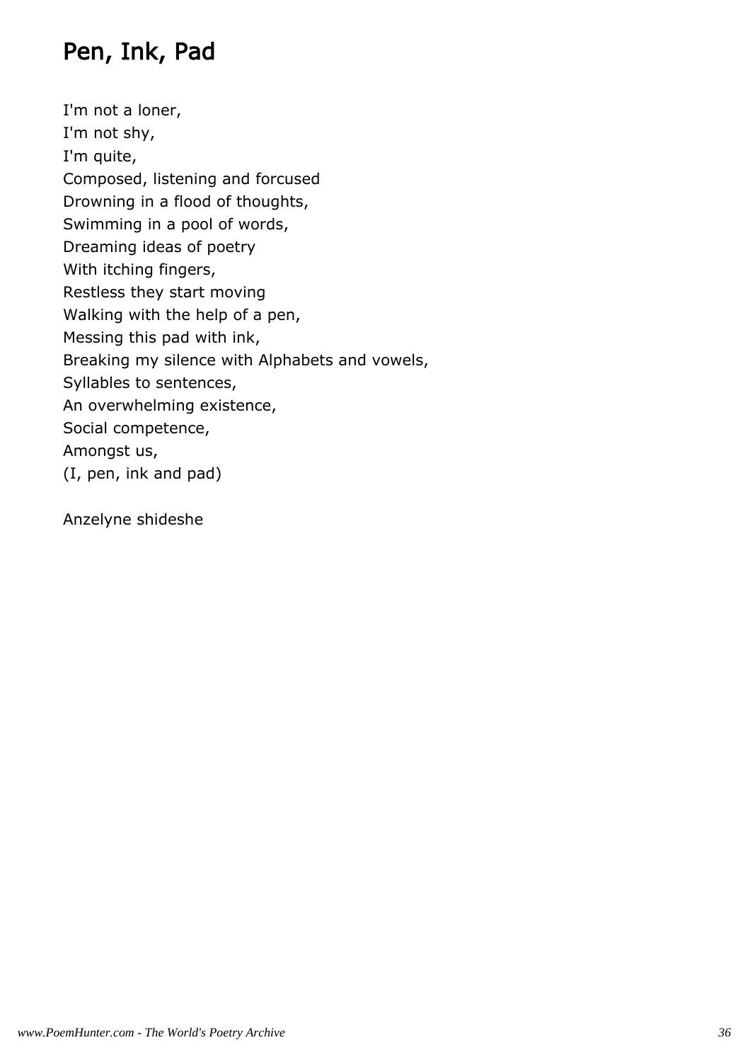# Pen, Ink, Pad

I'm not a loner,  
I'm not shy,  
I'm quite,  
Composed, listening and forcused  
Drowning in a flood of thoughts,  
Swimming in a pool of words,  
Dreaming ideas of poetry  
With itching fingers,  
Restless they start moving  
Walking with the help of a pen,  
Messing this pad with ink,  
Breaking my silence with Alphabets and vowels,  
Syllables to sentences,  
An overwhelming existence,  
Social competence,  
Amongst us,  
(I, pen, ink and pad)

Anzelyne shideshe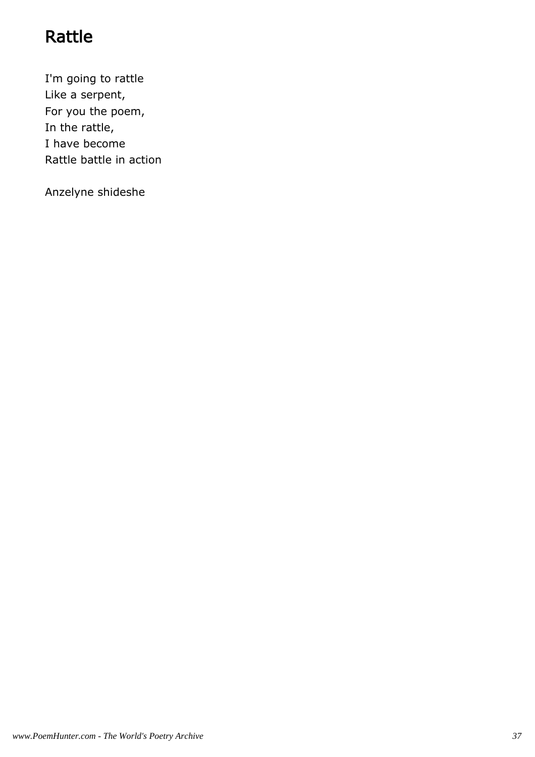# Rattle

I'm going to rattle
Like a serpent,
For you the poem,
In the rattle,
I have become
Rattle battle in action

Anzelyne shideshe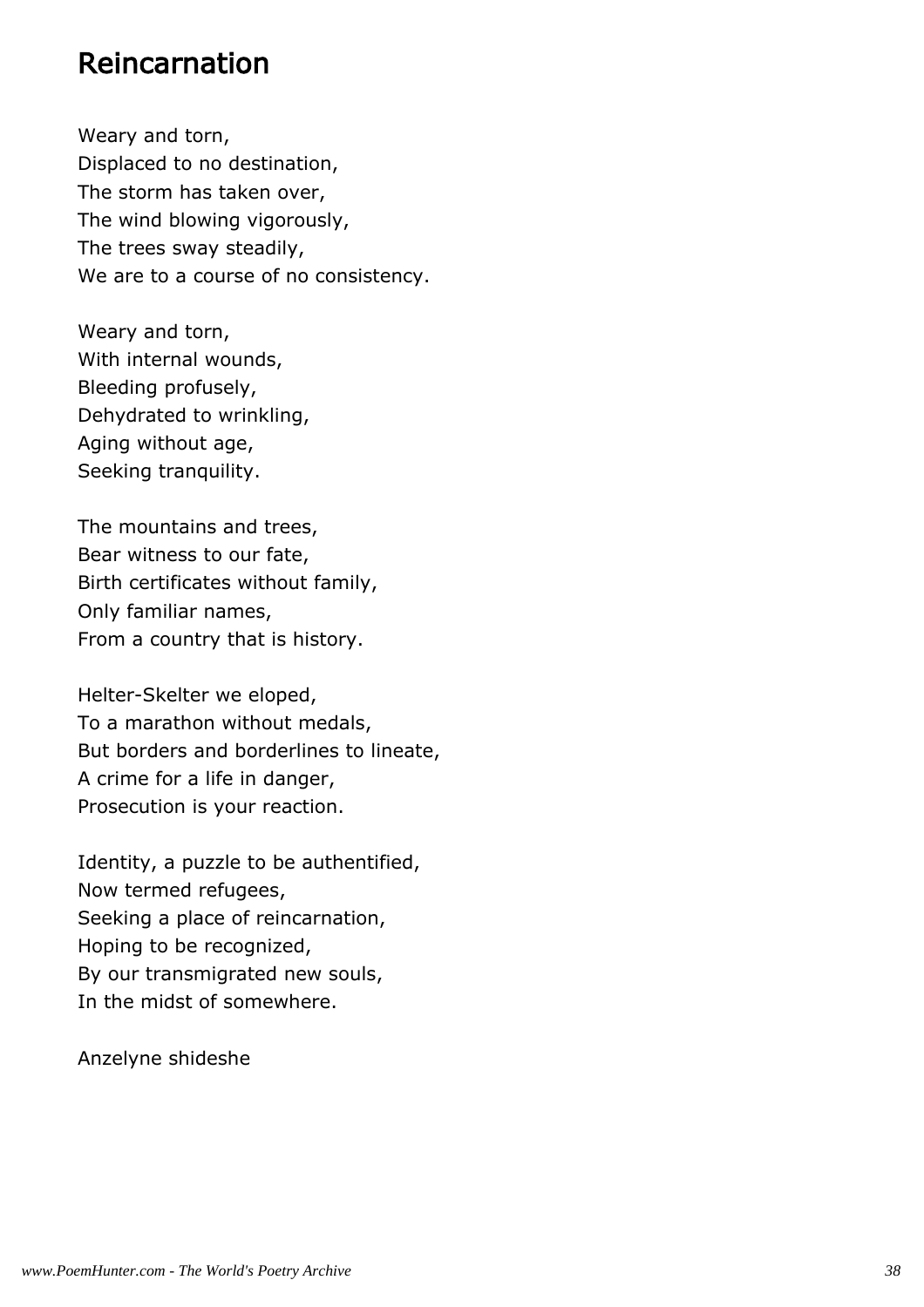# Reincarnation

Weary and torn,
Displaced to no destination,
The storm has taken over,
The wind blowing vigorously,
The trees sway steadily,
We are to a course of no consistency.

Weary and torn,
With internal wounds,
Bleeding profusely,
Dehydrated to wrinkling,
Aging without age,
Seeking tranquility.

The mountains and trees,
Bear witness to our fate,
Birth certificates without family,
Only familiar names,
From a country that is history.

Helter-Skelter we eloped,
To a marathon without medals,
But borders and borderlines to lineate,
A crime for a life in danger,
Prosecution is your reaction.

Identity, a puzzle to be authentified,
Now termed refugees,
Seeking a place of reincarnation,
Hoping to be recognized,
By our transmigrated new souls,
In the midst of somewhere.

Anzelyne shideshe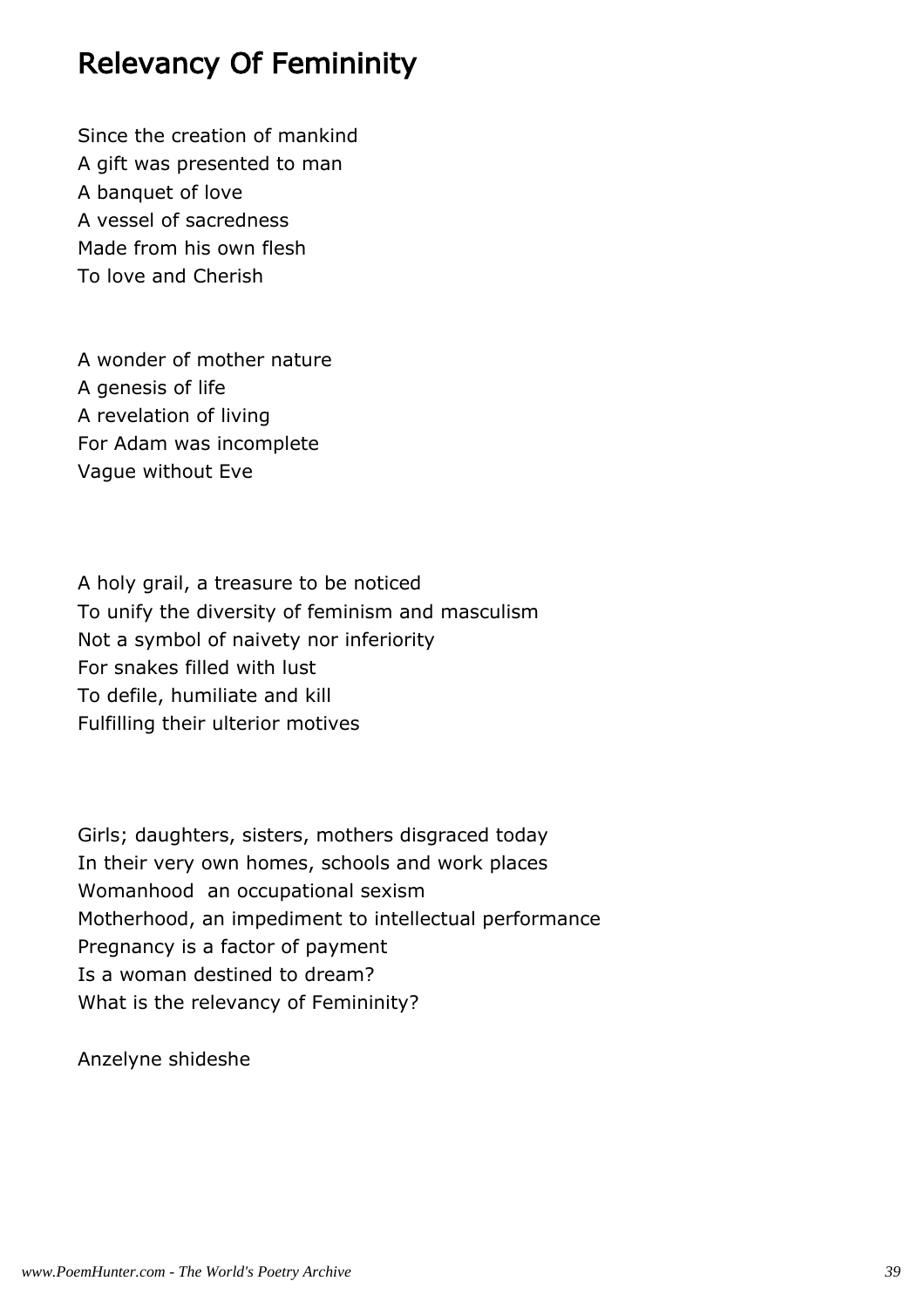## Relevancy Of Femininity

Since the creation of mankind
A gift was presented to man
A banquet of love
A vessel of sacredness
Made from his own flesh
To love and Cherish

A wonder of mother nature
A genesis of life
A revelation of living
For Adam was incomplete
Vague without Eve

A holy grail, a treasure to be noticed
To unify the diversity of feminism and masculism
Not a symbol of naivety nor inferiority
For snakes filled with lust
To defile, humiliate and kill
Fulfilling their ulterior motives

Girls; daughters, sisters, mothers disgraced today
In their very own homes, schools and work places
Womanhood  an occupational sexism
Motherhood, an impediment to intellectual performance
Pregnancy is a factor of payment
Is a woman destined to dream?
What is the relevancy of Femininity?

Anzelyne shideshe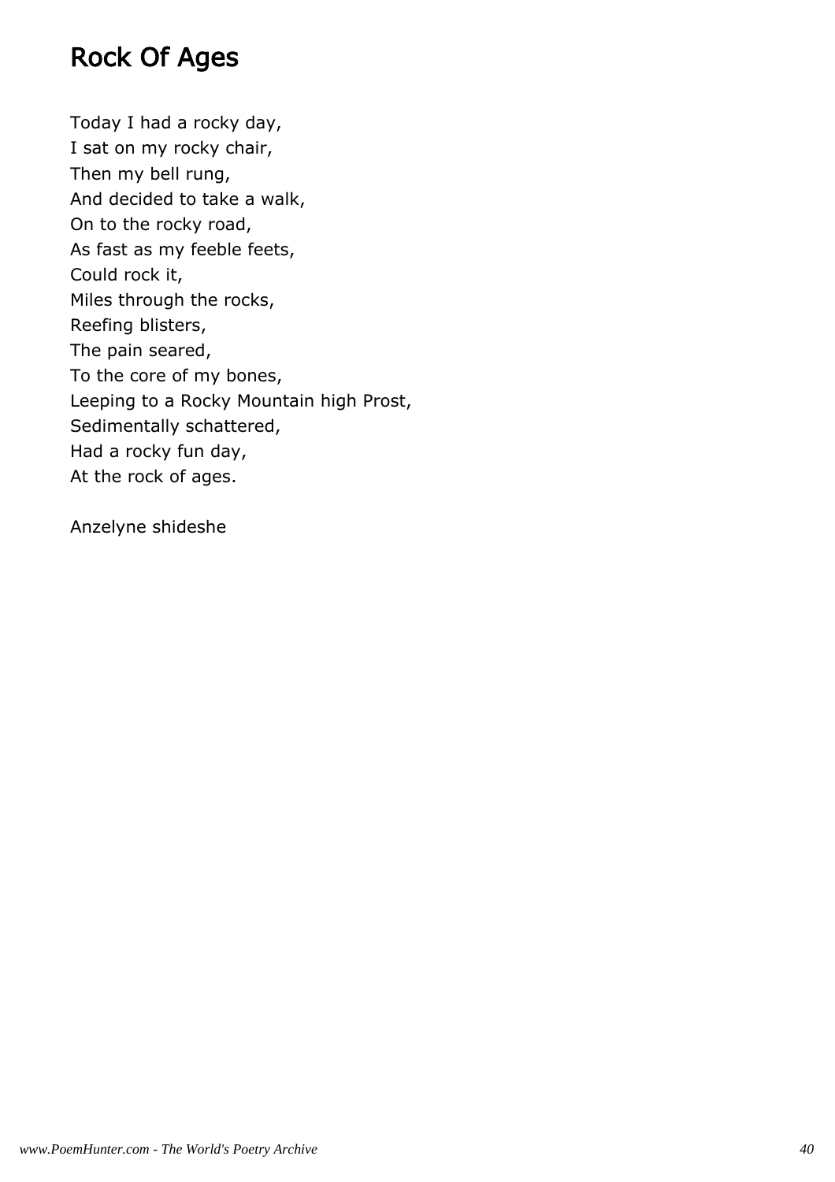# Rock Of Ages

Today I had a rocky day,  
I sat on my rocky chair,  
Then my bell rung,  
And decided to take a walk,  
On to the rocky road,  
As fast as my feeble feets,  
Could rock it,  
Miles through the rocks,  
Reefing blisters,  
The pain seared,  
To the core of my bones,  
Leeping to a Rocky Mountain high Prost,  
Sedimentally schattered,  
Had a rocky fun day,  
At the rock of ages.

Anzelyne shideshe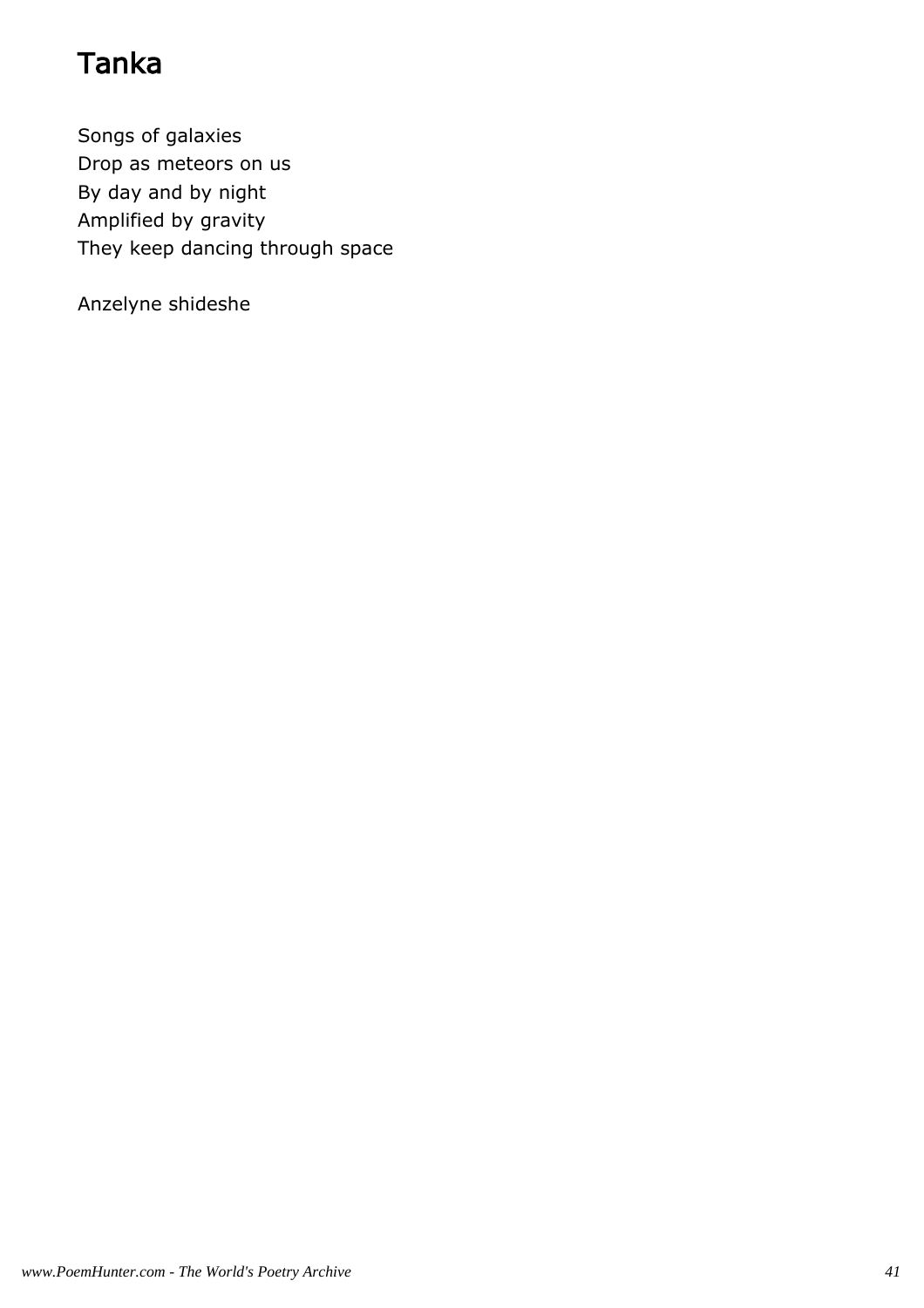# Tanka

Songs of galaxies  
Drop as meteors on us  
By day and by night  
Amplified by gravity  
They keep dancing through space

Anzelyne shideshe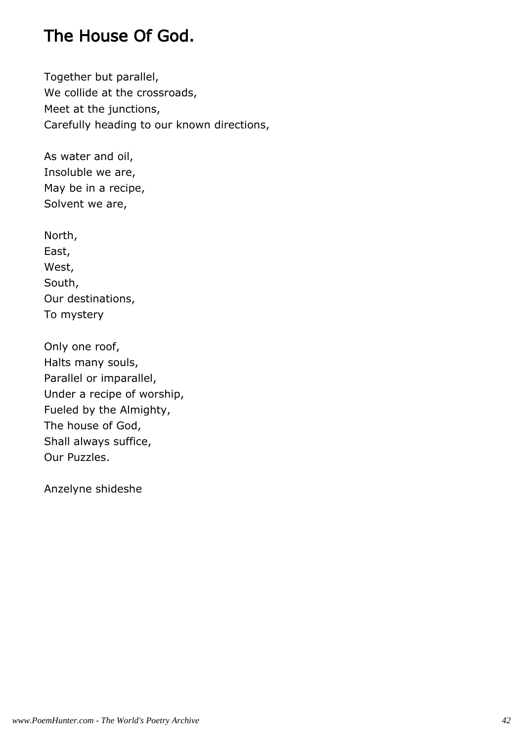# The House Of God.

Together but parallel,
We collide at the crossroads,
Meet at the junctions,
Carefully heading to our known directions,

As water and oil,
Insoluble we are,
May be in a recipe,
Solvent we are,

North,
East,
West,
South,
Our destinations,
To mystery

Only one roof,
Halts many souls,
Parallel or imparallel,
Under a recipe of worship,
Fueled by the Almighty,
The house of God,
Shall always suffice,
Our Puzzles.

Anzelyne shideshe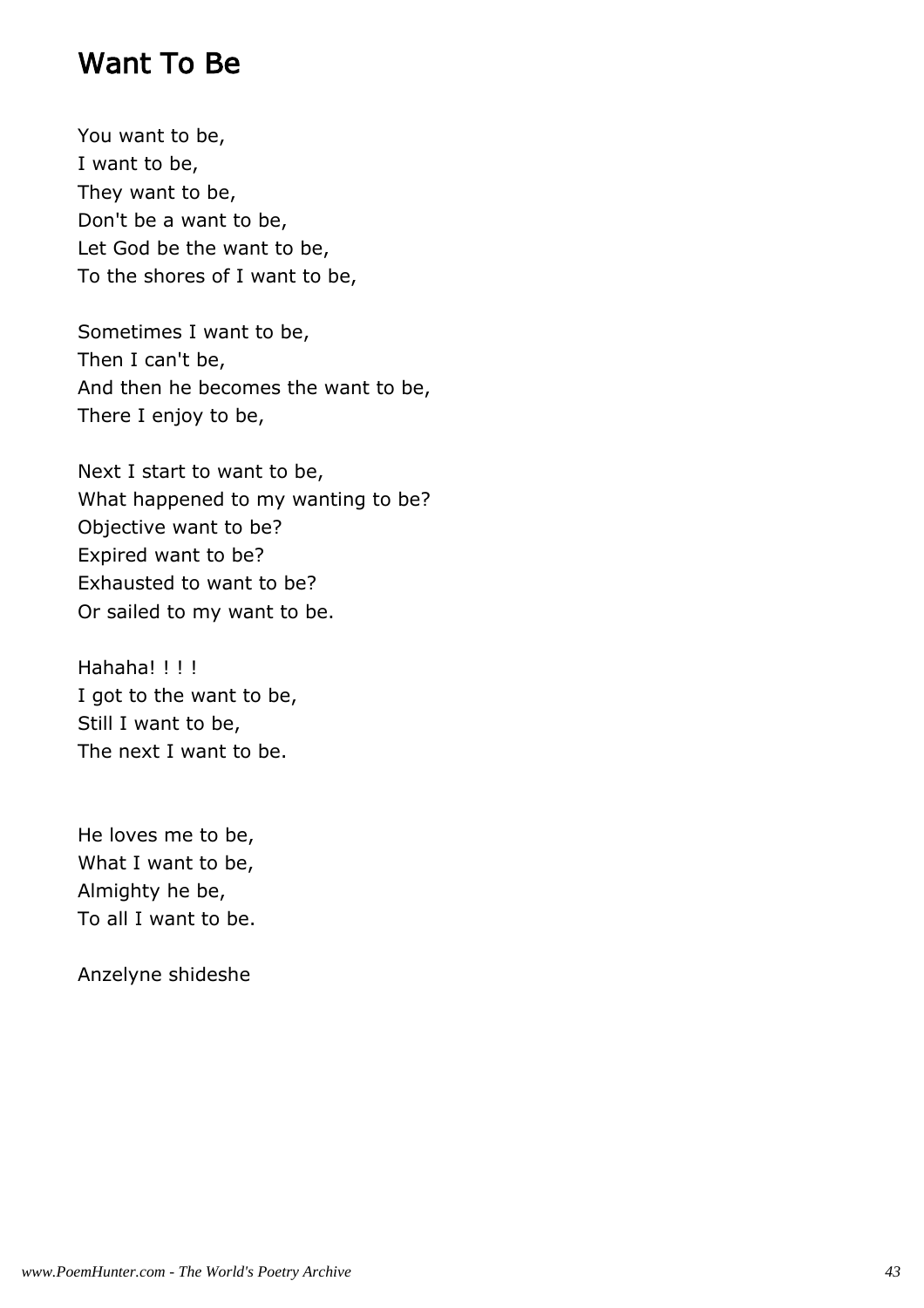# Want To Be

You want to be,  
I want to be,  
They want to be,  
Don't be a want to be,  
Let God be the want to be,  
To the shores of I want to be,

Sometimes I want to be,  
Then I can't be,  
And then he becomes the want to be,  
There I enjoy to be,

Next I start to want to be,  
What happened to my wanting to be?  
Objective want to be?  
Expired want to be?  
Exhausted to want to be?  
Or sailed to my want to be.

Hahaha! ! ! !  
I got to the want to be,  
Still I want to be,  
The next I want to be.

He loves me to be,  
What I want to be,  
Almighty he be,  
To all I want to be.

Anzelyne shideshe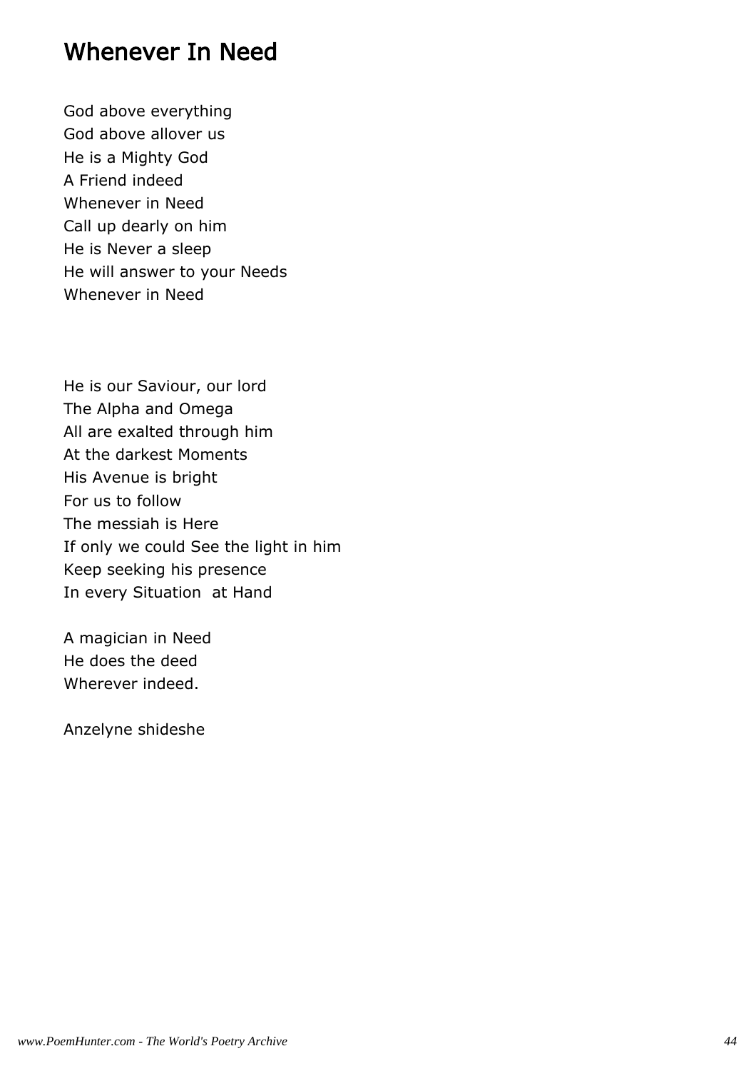# Whenever In Need

God above everything
God above allover us
He is a Mighty God
A Friend indeed
Whenever in Need
Call up dearly on him
He is Never a sleep
He will answer to your Needs
Whenever in Need

He is our Saviour, our lord
The Alpha and Omega
All are exalted through him
At the darkest Moments
His Avenue is bright
For us to follow
The messiah is Here
If only we could See the light in him
Keep seeking his presence
In every Situation at Hand

A magician in Need
He does the deed
Wherever indeed.

Anzelyne shideshe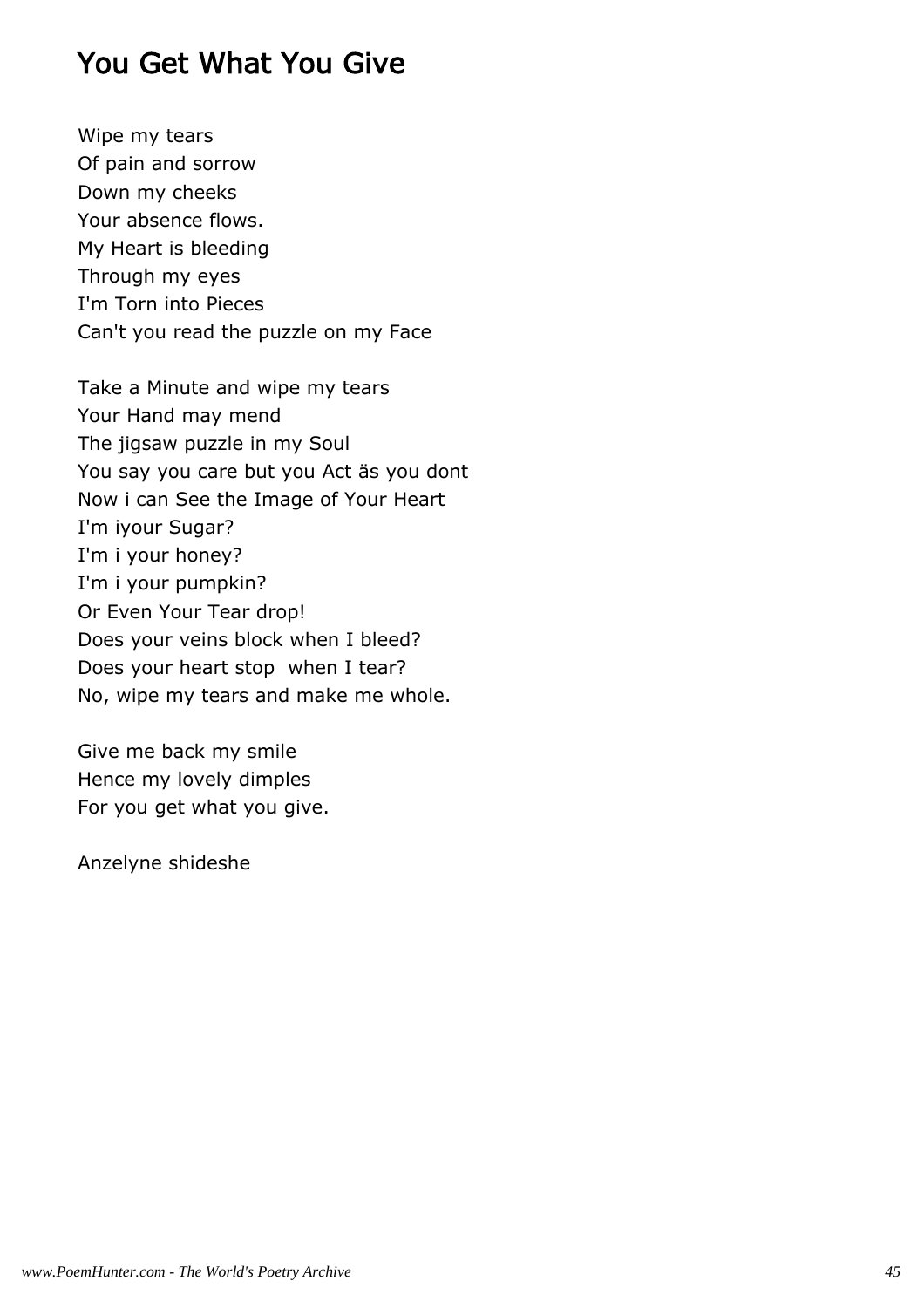# You Get What You Give

Wipe my tears  
Of pain and sorrow  
Down my cheeks  
Your absence flows.  
My Heart is bleeding  
Through my eyes  
I'm Torn into Pieces  
Can't you read the puzzle on my Face

Take a Minute and wipe my tears  
Your Hand may mend  
The jigsaw puzzle in my Soul  
You say you care but you Act äs you dont  
Now i can See the Image of Your Heart  
I'm iyour Sugar?  
I'm i your honey?  
I'm i your pumpkin?  
Or Even Your Tear drop!  
Does your veins block when I bleed?  
Does your heart stop  when I tear?  
No, wipe my tears and make me whole.

Give me back my smile  
Hence my lovely dimples  
For you get what you give.

Anzelyne shideshe